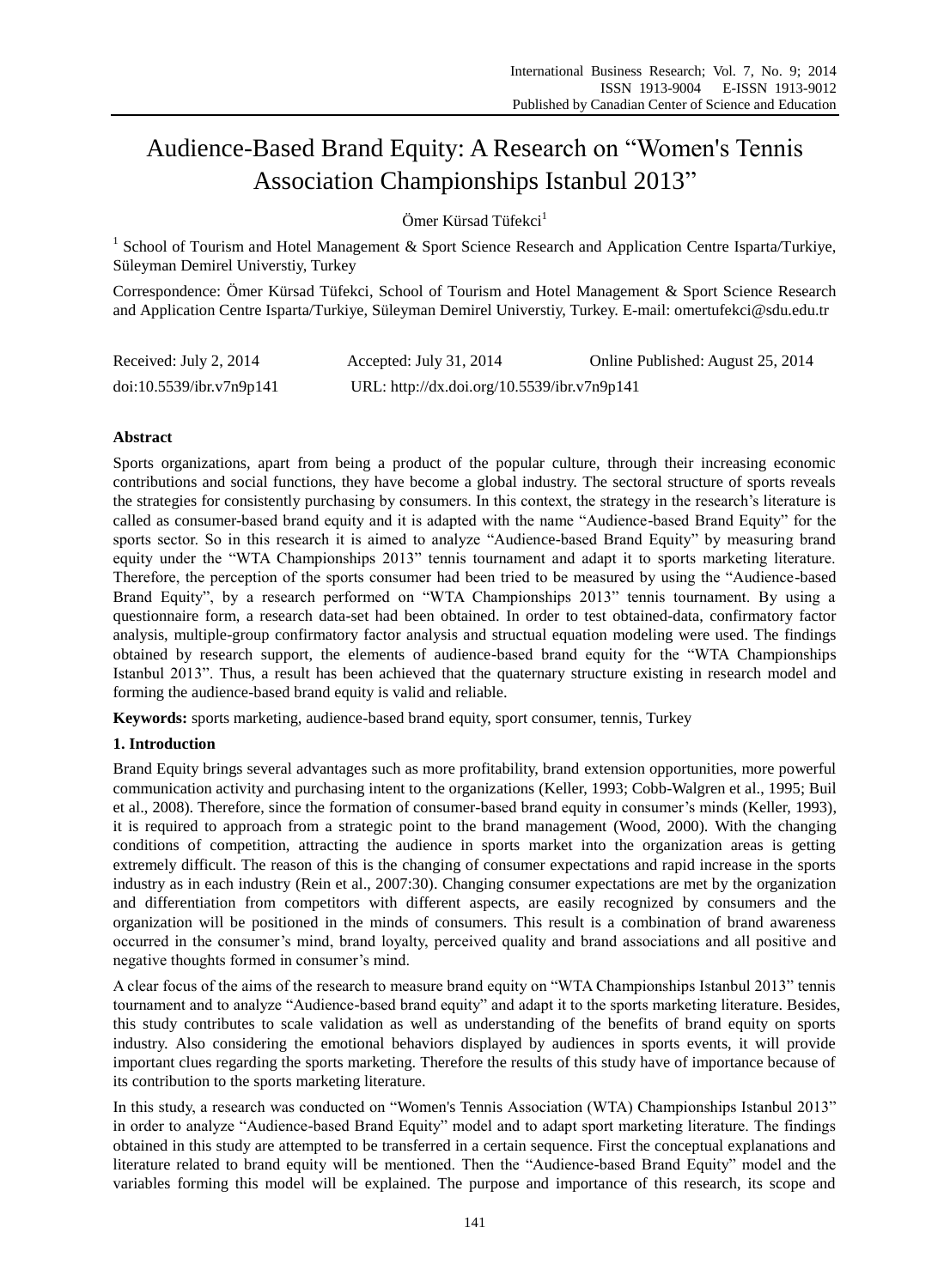# Audience-Based Brand Equity: A Research on "Women's Tennis Association Championships Istanbul 2013"

Ömer Kürsad Tüfekci[1]

[1] School of Tourism and Hotel Management & Sport Science Research and Application Centre Isparta/Turkiye, Süleyman Demirel Universtiy, Turkey

Correspondence: Ömer Kürsad Tüfekci, School of Tourism and Hotel Management & Sport Science Research and Application Centre Isparta/Turkiye, Süleyman Demirel Universtiy, Turkey. E-mail: omertufekci@sdu.edu.tr

| Received: July 2, 2014 | Accepted: July 31, 2014 | Online Published: August 25, 2014 |
|---|---|---|
| doi:10.5539/ibr.v7n9p141 | URL: http://dx.doi.org/10.5539/ibr.v7n9p141 | |

## Abstract

Sports organizations, apart from being a product of the popular culture, through their increasing economic contributions and social functions, they have become a global industry. The sectoral structure of sports reveals the strategies for consistently purchasing by consumers. In this context, the strategy in the research's literature is called as consumer-based brand equity and it is adapted with the name "Audience-based Brand Equity" for the sports sector. So in this research it is aimed to analyze "Audience-based Brand Equity" by measuring brand equity under the "WTA Championships 2013" tennis tournament and adapt it to sports marketing literature. Therefore, the perception of the sports consumer had been tried to be measured by using the "Audience-based Brand Equity", by a research performed on "WTA Championships 2013" tennis tournament. By using a questionnaire form, a research data-set had been obtained. In order to test obtained-data, confirmatory factor analysis, multiple-group confirmatory factor analysis and structual equation modeling were used. The findings obtained by research support, the elements of audience-based brand equity for the "WTA Championships Istanbul 2013". Thus, a result has been achieved that the quaternary structure existing in research model and forming the audience-based brand equity is valid and reliable.

**Keywords:** sports marketing, audience-based brand equity, sport consumer, tennis, Turkey

## 1. Introduction

Brand Equity brings several advantages such as more profitability, brand extension opportunities, more powerful communication activity and purchasing intent to the organizations (Keller, 1993; Cobb-Walgren et al., 1995; Buil et al., 2008). Therefore, since the formation of consumer-based brand equity in consumer's minds (Keller, 1993), it is required to approach from a strategic point to the brand management (Wood, 2000). With the changing conditions of competition, attracting the audience in sports market into the organization areas is getting extremely difficult. The reason of this is the changing of consumer expectations and rapid increase in the sports industry as in each industry (Rein et al., 2007:30). Changing consumer expectations are met by the organization and differentiation from competitors with different aspects, are easily recognized by consumers and the organization will be positioned in the minds of consumers. This result is a combination of brand awareness occurred in the consumer's mind, brand loyalty, perceived quality and brand associations and all positive and negative thoughts formed in consumer's mind.

A clear focus of the aims of the research to measure brand equity on "WTA Championships Istanbul 2013" tennis tournament and to analyze "Audience-based brand equity" and adapt it to the sports marketing literature. Besides, this study contributes to scale validation as well as understanding of the benefits of brand equity on sports industry. Also considering the emotional behaviors displayed by audiences in sports events, it will provide important clues regarding the sports marketing. Therefore the results of this study have of importance because of its contribution to the sports marketing literature.

In this study, a research was conducted on "Women's Tennis Association (WTA) Championships Istanbul 2013" in order to analyze "Audience-based Brand Equity" model and to adapt sport marketing literature. The findings obtained in this study are attempted to be transferred in a certain sequence. First the conceptual explanations and literature related to brand equity will be mentioned. Then the "Audience-based Brand Equity" model and the variables forming this model will be explained. The purpose and importance of this research, its scope and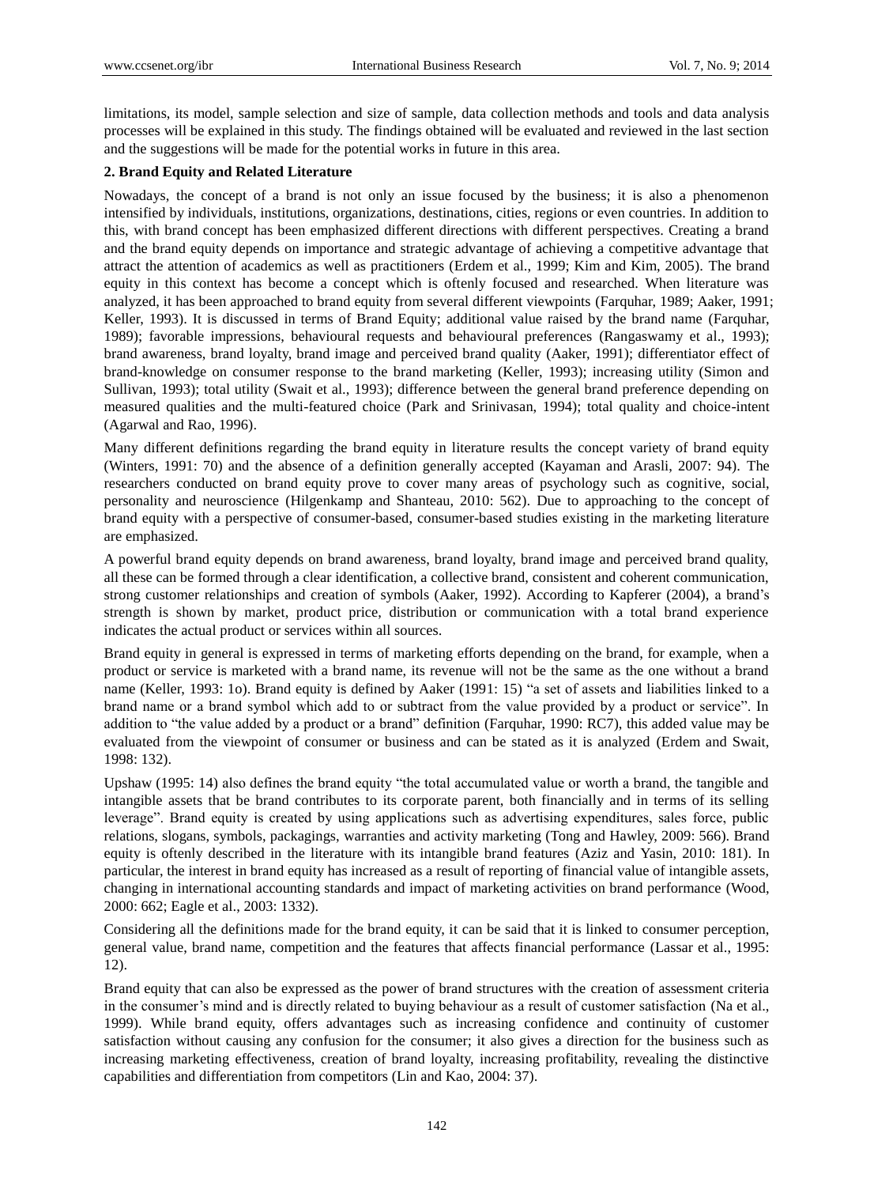limitations, its model, sample selection and size of sample, data collection methods and tools and data analysis processes will be explained in this study. The findings obtained will be evaluated and reviewed in the last section and the suggestions will be made for the potential works in future in this area.

## 2. Brand Equity and Related Literature

Nowadays, the concept of a brand is not only an issue focused by the business; it is also a phenomenon intensified by individuals, institutions, organizations, destinations, cities, regions or even countries. In addition to this, with brand concept has been emphasized different directions with different perspectives. Creating a brand and the brand equity depends on importance and strategic advantage of achieving a competitive advantage that attract the attention of academics as well as practitioners (Erdem et al., 1999; Kim and Kim, 2005). The brand equity in this context has become a concept which is oftenly focused and researched. When literature was analyzed, it has been approached to brand equity from several different viewpoints (Farquhar, 1989; Aaker, 1991; Keller, 1993). It is discussed in terms of Brand Equity; additional value raised by the brand name (Farquhar, 1989); favorable impressions, behavioural requests and behavioural preferences (Rangaswamy et al., 1993); brand awareness, brand loyalty, brand image and perceived brand quality (Aaker, 1991); differentiator effect of brand-knowledge on consumer response to the brand marketing (Keller, 1993); increasing utility (Simon and Sullivan, 1993); total utility (Swait et al., 1993); difference between the general brand preference depending on measured qualities and the multi-featured choice (Park and Srinivasan, 1994); total quality and choice-intent (Agarwal and Rao, 1996).

Many different definitions regarding the brand equity in literature results the concept variety of brand equity (Winters, 1991: 70) and the absence of a definition generally accepted (Kayaman and Arasli, 2007: 94). The researchers conducted on brand equity prove to cover many areas of psychology such as cognitive, social, personality and neuroscience (Hilgenkamp and Shanteau, 2010: 562). Due to approaching to the concept of brand equity with a perspective of consumer-based, consumer-based studies existing in the marketing literature are emphasized.

A powerful brand equity depends on brand awareness, brand loyalty, brand image and perceived brand quality, all these can be formed through a clear identification, a collective brand, consistent and coherent communication, strong customer relationships and creation of symbols (Aaker, 1992). According to Kapferer (2004), a brand's strength is shown by market, product price, distribution or communication with a total brand experience indicates the actual product or services within all sources.

Brand equity in general is expressed in terms of marketing efforts depending on the brand, for example, when a product or service is marketed with a brand name, its revenue will not be the same as the one without a brand name (Keller, 1993: 1o). Brand equity is defined by Aaker (1991: 15) "a set of assets and liabilities linked to a brand name or a brand symbol which add to or subtract from the value provided by a product or service". In addition to "the value added by a product or a brand" definition (Farquhar, 1990: RC7), this added value may be evaluated from the viewpoint of consumer or business and can be stated as it is analyzed (Erdem and Swait, 1998: 132).

Upshaw (1995: 14) also defines the brand equity "the total accumulated value or worth a brand, the tangible and intangible assets that be brand contributes to its corporate parent, both financially and in terms of its selling leverage". Brand equity is created by using applications such as advertising expenditures, sales force, public relations, slogans, symbols, packagings, warranties and activity marketing (Tong and Hawley, 2009: 566). Brand equity is oftenly described in the literature with its intangible brand features (Aziz and Yasin, 2010: 181). In particular, the interest in brand equity has increased as a result of reporting of financial value of intangible assets, changing in international accounting standards and impact of marketing activities on brand performance (Wood, 2000: 662; Eagle et al., 2003: 1332).

Considering all the definitions made for the brand equity, it can be said that it is linked to consumer perception, general value, brand name, competition and the features that affects financial performance (Lassar et al., 1995: 12).

Brand equity that can also be expressed as the power of brand structures with the creation of assessment criteria in the consumer's mind and is directly related to buying behaviour as a result of customer satisfaction (Na et al., 1999). While brand equity, offers advantages such as increasing confidence and continuity of customer satisfaction without causing any confusion for the consumer; it also gives a direction for the business such as increasing marketing effectiveness, creation of brand loyalty, increasing profitability, revealing the distinctive capabilities and differentiation from competitors (Lin and Kao, 2004: 37).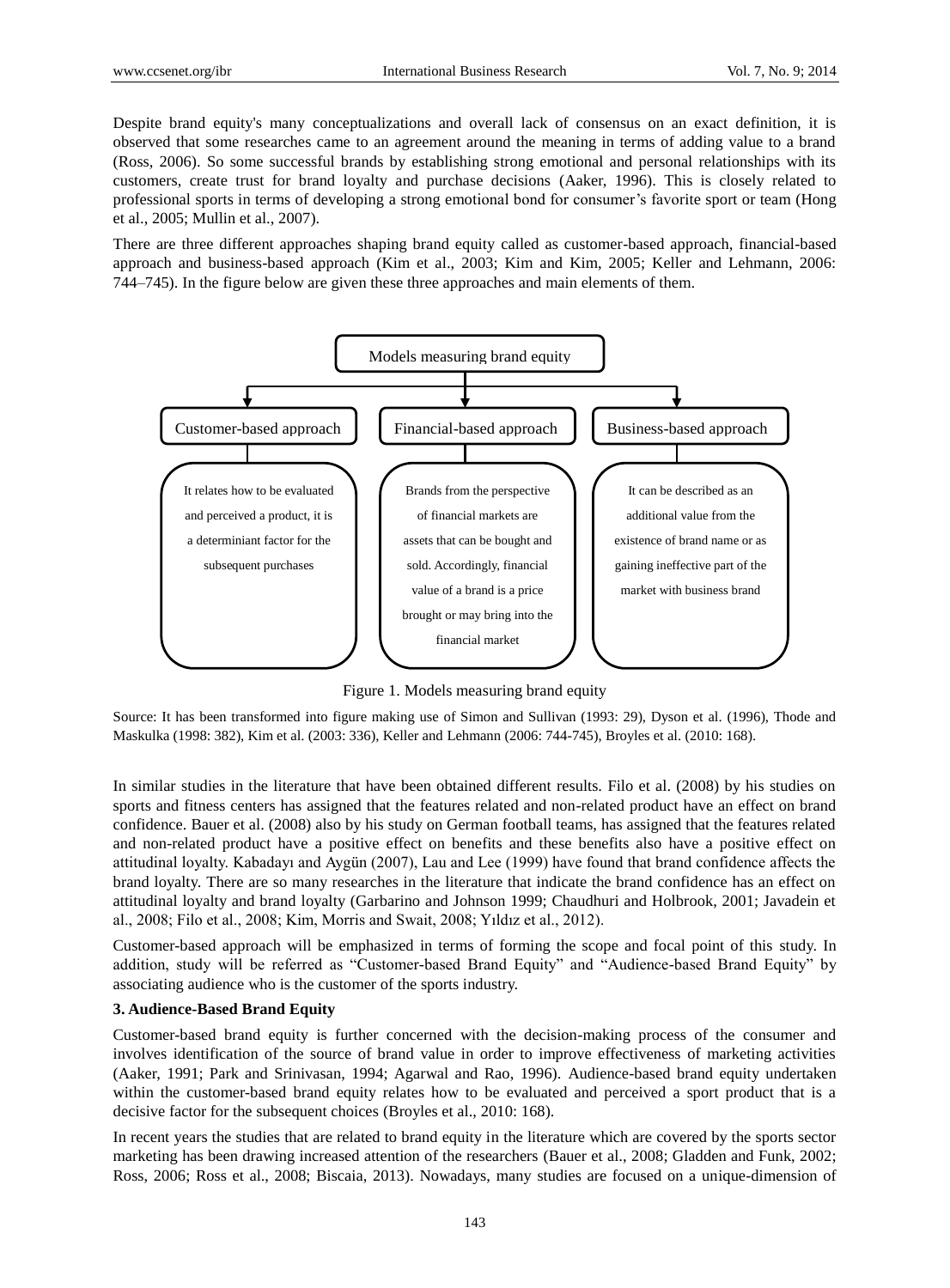Despite brand equity's many conceptualizations and overall lack of consensus on an exact definition, it is observed that some researches came to an agreement around the meaning in terms of adding value to a brand (Ross, 2006). So some successful brands by establishing strong emotional and personal relationships with its customers, create trust for brand loyalty and purchase decisions (Aaker, 1996). This is closely related to professional sports in terms of developing a strong emotional bond for consumer's favorite sport or team (Hong et al., 2005; Mullin et al., 2007).

There are three different approaches shaping brand equity called as customer-based approach, financial-based approach and business-based approach (Kim et al., 2003; Kim and Kim, 2005; Keller and Lehmann, 2006: 744–745). In the figure below are given these three approaches and main elements of them.

Models measuring brand equity

| Customer-based approach | Financial-based approach | Business-based approach |
| --- | --- | --- |
| It relates how to be evaluated and perceived a product, it is a determiniant factor for the subsequent purchases | Brands from the perspective of financial markets are assets that can be bought and sold. Accordingly, financial value of a brand is a price brought or may bring into the financial market | It can be described as an additional value from the existence of brand name or as gaining ineffective part of the market with business brand |

Figure 1. Models measuring brand equity

Source: It has been transformed into figure making use of Simon and Sullivan (1993: 29), Dyson et al. (1996), Thode and Maskulka (1998: 382), Kim et al. (2003: 336), Keller and Lehmann (2006: 744-745), Broyles et al. (2010: 168).

In similar studies in the literature that have been obtained different results. Filo et al. (2008) by his studies on sports and fitness centers has assigned that the features related and non-related product have an effect on brand confidence. Bauer et al. (2008) also by his study on German football teams, has assigned that the features related and non-related product have a positive effect on benefits and these benefits also have a positive effect on attitudinal loyalty. Kabadayı and Aygün (2007), Lau and Lee (1999) have found that brand confidence affects the brand loyalty. There are so many researches in the literature that indicate the brand confidence has an effect on attitudinal loyalty and brand loyalty (Garbarino and Johnson 1999; Chaudhuri and Holbrook, 2001; Javadein et al., 2008; Filo et al., 2008; Kim, Morris and Swait, 2008; Yıldız et al., 2012).

Customer-based approach will be emphasized in terms of forming the scope and focal point of this study. In addition, study will be referred as "Customer-based Brand Equity" and "Audience-based Brand Equity" by associating audience who is the customer of the sports industry.

## 3. Audience-Based Brand Equity

Customer-based brand equity is further concerned with the decision-making process of the consumer and involves identification of the source of brand value in order to improve effectiveness of marketing activities (Aaker, 1991; Park and Srinivasan, 1994; Agarwal and Rao, 1996). Audience-based brand equity undertaken within the customer-based brand equity relates how to be evaluated and perceived a sport product that is a decisive factor for the subsequent choices (Broyles et al., 2010: 168).

In recent years the studies that are related to brand equity in the literature which are covered by the sports sector marketing has been drawing increased attention of the researchers (Bauer et al., 2008; Gladden and Funk, 2002; Ross, 2006; Ross et al., 2008; Biscaia, 2013). Nowadays, many studies are focused on a unique-dimension of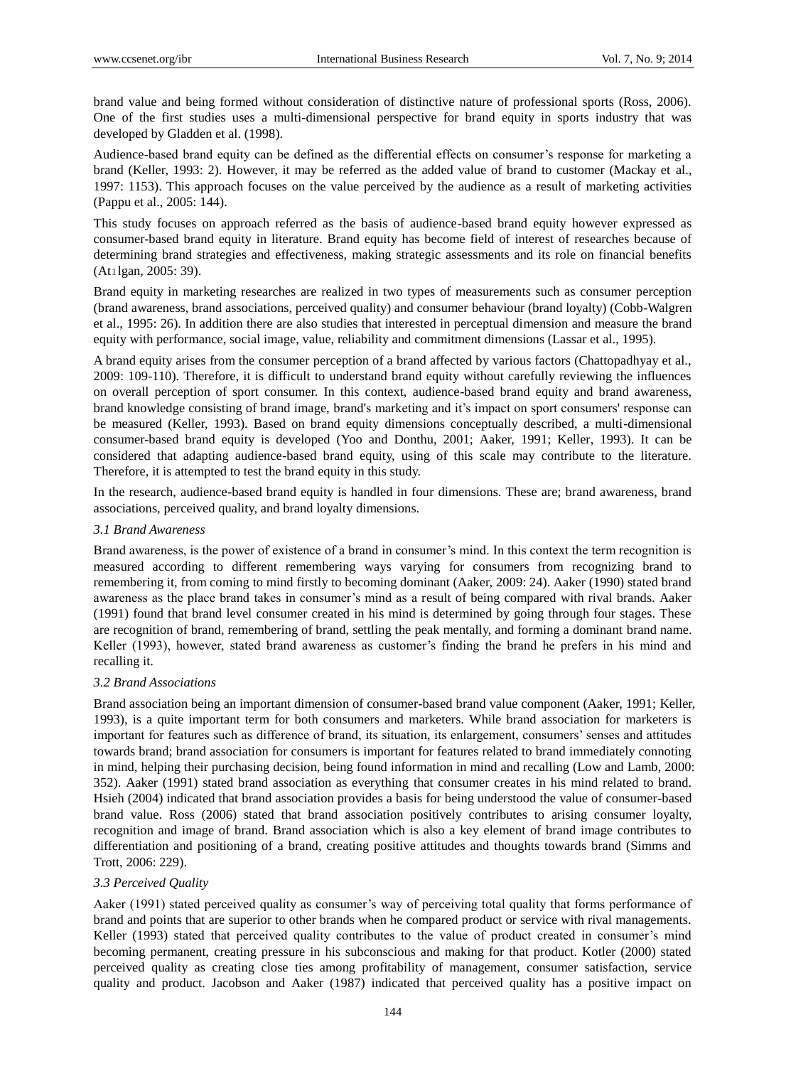brand value and being formed without consideration of distinctive nature of professional sports (Ross, 2006). One of the first studies uses a multi-dimensional perspective for brand equity in sports industry that was developed by Gladden et al. (1998).

Audience-based brand equity can be defined as the differential effects on consumer's response for marketing a brand (Keller, 1993: 2). However, it may be referred as the added value of brand to customer (Mackay et al., 1997: 1153). This approach focuses on the value perceived by the audience as a result of marketing activities (Pappu et al., 2005: 144).

This study focuses on approach referred as the basis of audience-based brand equity however expressed as consumer-based brand equity in literature. Brand equity has become field of interest of researches because of determining brand strategies and effectiveness, making strategic assessments and its role on financial benefits (Atılgan, 2005: 39).

Brand equity in marketing researches are realized in two types of measurements such as consumer perception (brand awareness, brand associations, perceived quality) and consumer behaviour (brand loyalty) (Cobb-Walgren et al., 1995: 26). In addition there are also studies that interested in perceptual dimension and measure the brand equity with performance, social image, value, reliability and commitment dimensions (Lassar et al., 1995).

A brand equity arises from the consumer perception of a brand affected by various factors (Chattopadhyay et al., 2009: 109-110). Therefore, it is difficult to understand brand equity without carefully reviewing the influences on overall perception of sport consumer. In this context, audience-based brand equity and brand awareness, brand knowledge consisting of brand image, brand's marketing and it's impact on sport consumers' response can be measured (Keller, 1993). Based on brand equity dimensions conceptually described, a multi-dimensional consumer-based brand equity is developed (Yoo and Donthu, 2001; Aaker, 1991; Keller, 1993). It can be considered that adapting audience-based brand equity, using of this scale may contribute to the literature. Therefore, it is attempted to test the brand equity in this study.

In the research, audience-based brand equity is handled in four dimensions. These are; brand awareness, brand associations, perceived quality, and brand loyalty dimensions.

### *3.1 Brand Awareness*

Brand awareness, is the power of existence of a brand in consumer's mind. In this context the term recognition is measured according to different remembering ways varying for consumers from recognizing brand to remembering it, from coming to mind firstly to becoming dominant (Aaker, 2009: 24). Aaker (1990) stated brand awareness as the place brand takes in consumer's mind as a result of being compared with rival brands. Aaker (1991) found that brand level consumer created in his mind is determined by going through four stages. These are recognition of brand, remembering of brand, settling the peak mentally, and forming a dominant brand name. Keller (1993), however, stated brand awareness as customer's finding the brand he prefers in his mind and recalling it.

### *3.2 Brand Associations*

Brand association being an important dimension of consumer-based brand value component (Aaker, 1991; Keller, 1993), is a quite important term for both consumers and marketers. While brand association for marketers is important for features such as difference of brand, its situation, its enlargement, consumers' senses and attitudes towards brand; brand association for consumers is important for features related to brand immediately connoting in mind, helping their purchasing decision, being found information in mind and recalling (Low and Lamb, 2000: 352). Aaker (1991) stated brand association as everything that consumer creates in his mind related to brand. Hsieh (2004) indicated that brand association provides a basis for being understood the value of consumer-based brand value. Ross (2006) stated that brand association positively contributes to arising consumer loyalty, recognition and image of brand. Brand association which is also a key element of brand image contributes to differentiation and positioning of a brand, creating positive attitudes and thoughts towards brand (Simms and Trott, 2006: 229).

### *3.3 Perceived Quality*

Aaker (1991) stated perceived quality as consumer's way of perceiving total quality that forms performance of brand and points that are superior to other brands when he compared product or service with rival managements. Keller (1993) stated that perceived quality contributes to the value of product created in consumer's mind becoming permanent, creating pressure in his subconscious and making for that product. Kotler (2000) stated perceived quality as creating close ties among profitability of management, consumer satisfaction, service quality and product. Jacobson and Aaker (1987) indicated that perceived quality has a positive impact on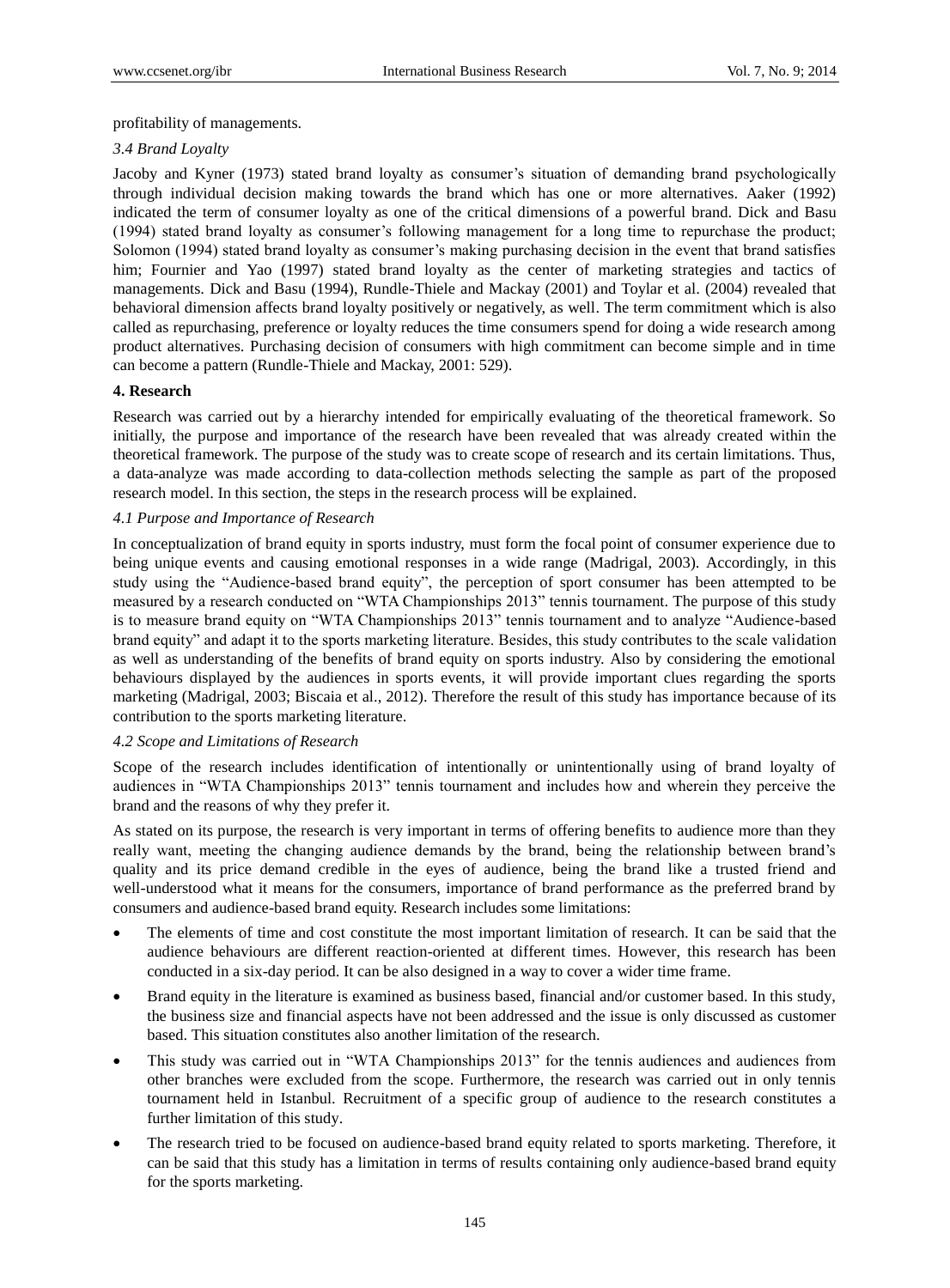profitability of managements.

### *3.4 Brand Loyalty*

Jacoby and Kyner (1973) stated brand loyalty as consumer's situation of demanding brand psychologically through individual decision making towards the brand which has one or more alternatives. Aaker (1992) indicated the term of consumer loyalty as one of the critical dimensions of a powerful brand. Dick and Basu (1994) stated brand loyalty as consumer's following management for a long time to repurchase the product; Solomon (1994) stated brand loyalty as consumer's making purchasing decision in the event that brand satisfies him; Fournier and Yao (1997) stated brand loyalty as the center of marketing strategies and tactics of managements. Dick and Basu (1994), Rundle-Thiele and Mackay (2001) and Toylar et al. (2004) revealed that behavioral dimension affects brand loyalty positively or negatively, as well. The term commitment which is also called as repurchasing, preference or loyalty reduces the time consumers spend for doing a wide research among product alternatives. Purchasing decision of consumers with high commitment can become simple and in time can become a pattern (Rundle-Thiele and Mackay, 2001: 529).

## **4. Research**

Research was carried out by a hierarchy intended for empirically evaluating of the theoretical framework. So initially, the purpose and importance of the research have been revealed that was already created within the theoretical framework. The purpose of the study was to create scope of research and its certain limitations. Thus, a data-analyze was made according to data-collection methods selecting the sample as part of the proposed research model. In this section, the steps in the research process will be explained.

### *4.1 Purpose and Importance of Research*

In conceptualization of brand equity in sports industry, must form the focal point of consumer experience due to being unique events and causing emotional responses in a wide range (Madrigal, 2003). Accordingly, in this study using the "Audience-based brand equity", the perception of sport consumer has been attempted to be measured by a research conducted on "WTA Championships 2013" tennis tournament. The purpose of this study is to measure brand equity on "WTA Championships 2013" tennis tournament and to analyze "Audience-based brand equity" and adapt it to the sports marketing literature. Besides, this study contributes to the scale validation as well as understanding of the benefits of brand equity on sports industry. Also by considering the emotional behaviours displayed by the audiences in sports events, it will provide important clues regarding the sports marketing (Madrigal, 2003; Biscaia et al., 2012). Therefore the result of this study has importance because of its contribution to the sports marketing literature.

### *4.2 Scope and Limitations of Research*

Scope of the research includes identification of intentionally or unintentionally using of brand loyalty of audiences in "WTA Championships 2013" tennis tournament and includes how and wherein they perceive the brand and the reasons of why they prefer it.

As stated on its purpose, the research is very important in terms of offering benefits to audience more than they really want, meeting the changing audience demands by the brand, being the relationship between brand's quality and its price demand credible in the eyes of audience, being the brand like a trusted friend and well-understood what it means for the consumers, importance of brand performance as the preferred brand by consumers and audience-based brand equity. Research includes some limitations:

- The elements of time and cost constitute the most important limitation of research. It can be said that the audience behaviours are different reaction-oriented at different times. However, this research has been conducted in a six-day period. It can be also designed in a way to cover a wider time frame.
- Brand equity in the literature is examined as business based, financial and/or customer based. In this study, the business size and financial aspects have not been addressed and the issue is only discussed as customer based. This situation constitutes also another limitation of the research.
- This study was carried out in "WTA Championships 2013" for the tennis audiences and audiences from other branches were excluded from the scope. Furthermore, the research was carried out in only tennis tournament held in Istanbul. Recruitment of a specific group of audience to the research constitutes a further limitation of this study.
- The research tried to be focused on audience-based brand equity related to sports marketing. Therefore, it can be said that this study has a limitation in terms of results containing only audience-based brand equity for the sports marketing.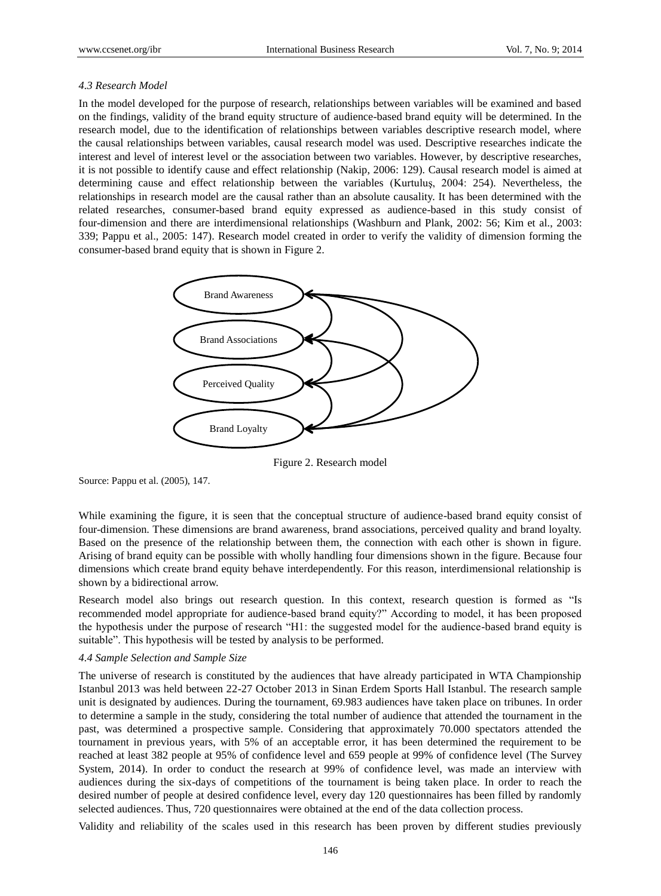*4.3 Research Model*

In the model developed for the purpose of research, relationships between variables will be examined and based on the findings, validity of the brand equity structure of audience-based brand equity will be determined. In the research model, due to the identification of relationships between variables descriptive research model, where the causal relationships between variables, causal research model was used. Descriptive researches indicate the interest and level of interest level or the association between two variables. However, by descriptive researches, it is not possible to identify cause and effect relationship (Nakip, 2006: 129). Causal research model is aimed at determining cause and effect relationship between the variables (Kurtuluş, 2004: 254). Nevertheless, the relationships in research model are the causal rather than an absolute causality. It has been determined with the related researches, consumer-based brand equity expressed as audience-based in this study consist of four-dimension and there are interdimensional relationships (Washburn and Plank, 2002: 56; Kim et al., 2003: 339; Pappu et al., 2005: 147). Research model created in order to verify the validity of dimension forming the consumer-based brand equity that is shown in Figure 2.

Brand Awareness

Brand Associations

Perceived Quality

Brand Loyalty

Figure 2. Research model

Source: Pappu et al. (2005), 147.

While examining the figure, it is seen that the conceptual structure of audience-based brand equity consist of four-dimension. These dimensions are brand awareness, brand associations, perceived quality and brand loyalty. Based on the presence of the relationship between them, the connection with each other is shown in figure. Arising of brand equity can be possible with wholly handling four dimensions shown in the figure. Because four dimensions which create brand equity behave interdependently. For this reason, interdimensional relationship is shown by a bidirectional arrow.

Research model also brings out research question. In this context, research question is formed as "Is recommended model appropriate for audience-based brand equity?" According to model, it has been proposed the hypothesis under the purpose of research "H1: the suggested model for the audience-based brand equity is suitable". This hypothesis will be tested by analysis to be performed.

*4.4 Sample Selection and Sample Size*

The universe of research is constituted by the audiences that have already participated in WTA Championship Istanbul 2013 was held between 22-27 October 2013 in Sinan Erdem Sports Hall Istanbul. The research sample unit is designated by audiences. During the tournament, 69.983 audiences have taken place on tribunes. In order to determine a sample in the study, considering the total number of audience that attended the tournament in the past, was determined a prospective sample. Considering that approximately 70.000 spectators attended the tournament in previous years, with 5% of an acceptable error, it has been determined the requirement to be reached at least 382 people at 95% of confidence level and 659 people at 99% of confidence level (The Survey System, 2014). In order to conduct the research at 99% of confidence level, was made an interview with audiences during the six-days of competitions of the tournament is being taken place. In order to reach the desired number of people at desired confidence level, every day 120 questionnaires has been filled by randomly selected audiences. Thus, 720 questionnaires were obtained at the end of the data collection process.

Validity and reliability of the scales used in this research has been proven by different studies previously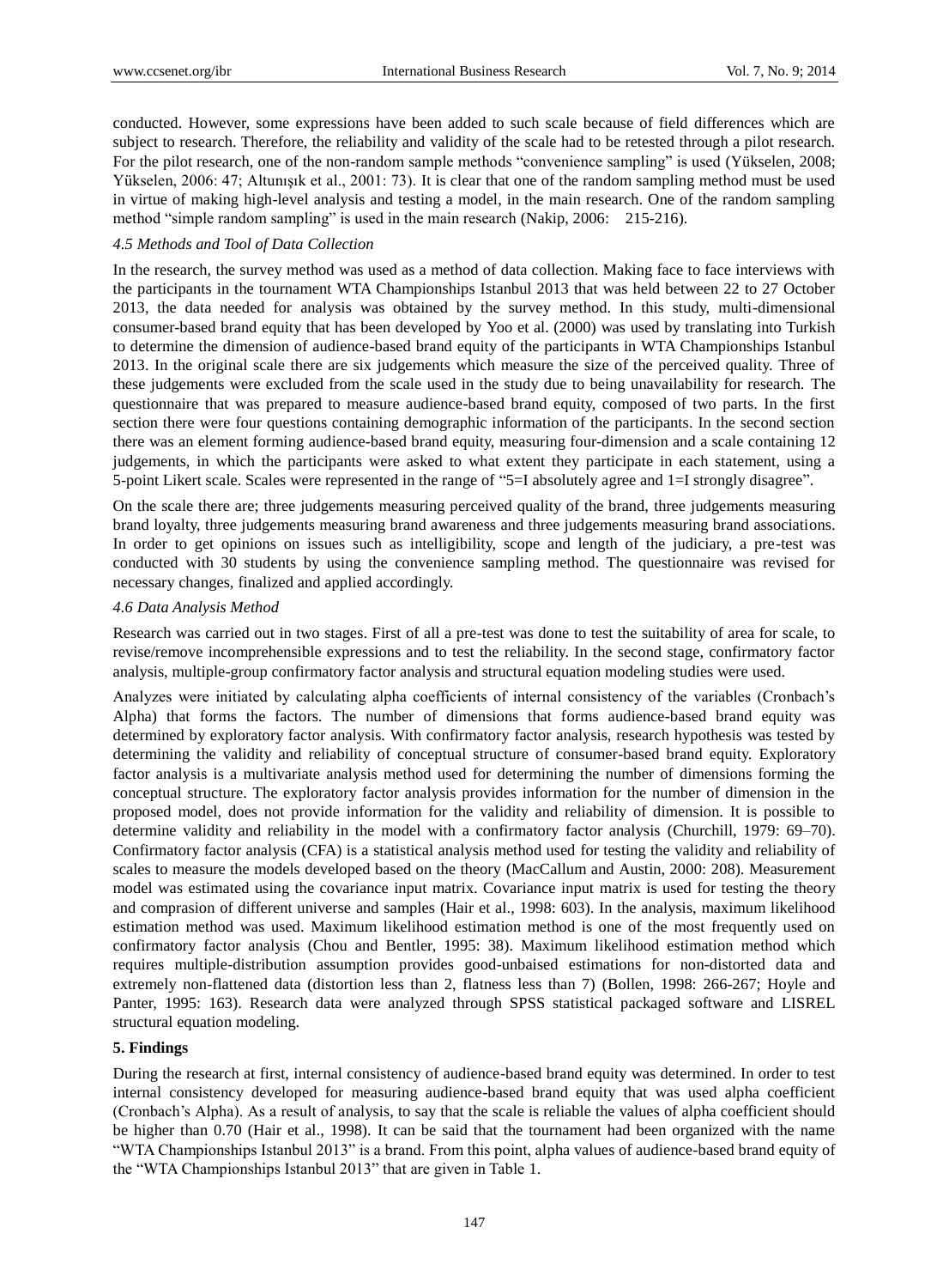conducted. However, some expressions have been added to such scale because of field differences which are subject to research. Therefore, the reliability and validity of the scale had to be retested through a pilot research. For the pilot research, one of the non-random sample methods "convenience sampling" is used (Yükselen, 2008; Yükselen, 2006: 47; Altunışık et al., 2001: 73). It is clear that one of the random sampling method must be used in virtue of making high-level analysis and testing a model, in the main research. One of the random sampling method "simple random sampling" is used in the main research (Nakip, 2006: 215-216).

*4.5 Methods and Tool of Data Collection*

In the research, the survey method was used as a method of data collection. Making face to face interviews with the participants in the tournament WTA Championships Istanbul 2013 that was held between 22 to 27 October 2013, the data needed for analysis was obtained by the survey method. In this study, multi-dimensional consumer-based brand equity that has been developed by Yoo et al. (2000) was used by translating into Turkish to determine the dimension of audience-based brand equity of the participants in WTA Championships Istanbul 2013. In the original scale there are six judgements which measure the size of the perceived quality. Three of these judgements were excluded from the scale used in the study due to being unavailability for research. The questionnaire that was prepared to measure audience-based brand equity, composed of two parts. In the first section there were four questions containing demographic information of the participants. In the second section there was an element forming audience-based brand equity, measuring four-dimension and a scale containing 12 judgements, in which the participants were asked to what extent they participate in each statement, using a 5-point Likert scale. Scales were represented in the range of "5=I absolutely agree and 1=I strongly disagree".

On the scale there are; three judgements measuring perceived quality of the brand, three judgements measuring brand loyalty, three judgements measuring brand awareness and three judgements measuring brand associations. In order to get opinions on issues such as intelligibility, scope and length of the judiciary, a pre-test was conducted with 30 students by using the convenience sampling method. The questionnaire was revised for necessary changes, finalized and applied accordingly.

*4.6 Data Analysis Method*

Research was carried out in two stages. First of all a pre-test was done to test the suitability of area for scale, to revise/remove incomprehensible expressions and to test the reliability. In the second stage, confirmatory factor analysis, multiple-group confirmatory factor analysis and structural equation modeling studies were used.

Analyzes were initiated by calculating alpha coefficients of internal consistency of the variables (Cronbach's Alpha) that forms the factors. The number of dimensions that forms audience-based brand equity was determined by exploratory factor analysis. With confirmatory factor analysis, research hypothesis was tested by determining the validity and reliability of conceptual structure of consumer-based brand equity. Exploratory factor analysis is a multivariate analysis method used for determining the number of dimensions forming the conceptual structure. The exploratory factor analysis provides information for the number of dimension in the proposed model, does not provide information for the validity and reliability of dimension. It is possible to determine validity and reliability in the model with a confirmatory factor analysis (Churchill, 1979: 69–70). Confirmatory factor analysis (CFA) is a statistical analysis method used for testing the validity and reliability of scales to measure the models developed based on the theory (MacCallum and Austin, 2000: 208). Measurement model was estimated using the covariance input matrix. Covariance input matrix is used for testing the theory and comprasion of different universe and samples (Hair et al., 1998: 603). In the analysis, maximum likelihood estimation method was used. Maximum likelihood estimation method is one of the most frequently used on confirmatory factor analysis (Chou and Bentler, 1995: 38). Maximum likelihood estimation method which requires multiple-distribution assumption provides good-unbaised estimations for non-distorted data and extremely non-flattened data (distortion less than 2, flatness less than 7) (Bollen, 1998: 266-267; Hoyle and Panter, 1995: 163). Research data were analyzed through SPSS statistical packaged software and LISREL structural equation modeling.

## 5. Findings

During the research at first, internal consistency of audience-based brand equity was determined. In order to test internal consistency developed for measuring audience-based brand equity that was used alpha coefficient (Cronbach's Alpha). As a result of analysis, to say that the scale is reliable the values of alpha coefficient should be higher than 0.70 (Hair et al., 1998). It can be said that the tournament had been organized with the name "WTA Championships Istanbul 2013" is a brand. From this point, alpha values of audience-based brand equity of the "WTA Championships Istanbul 2013" that are given in Table 1.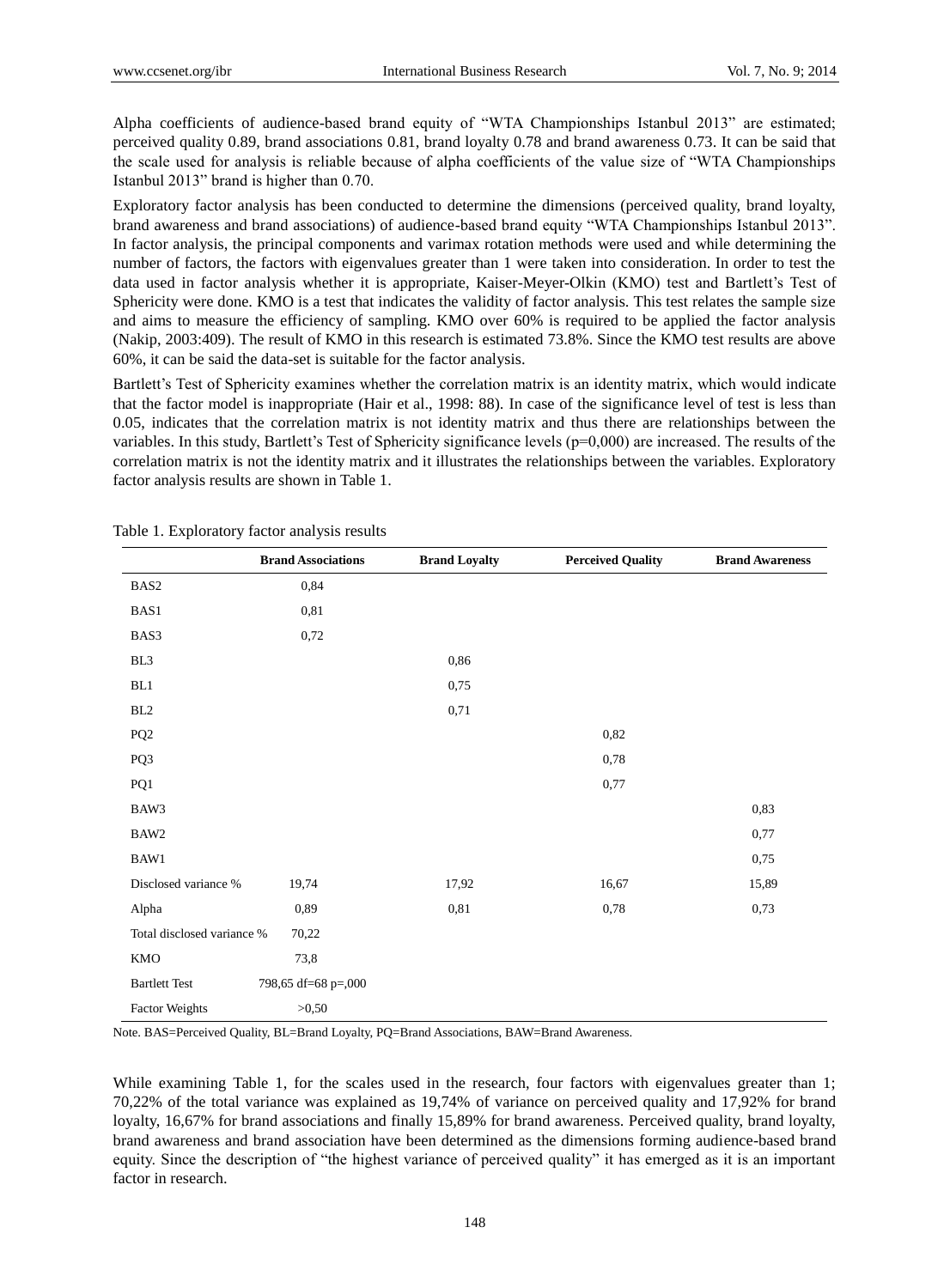Alpha coefficients of audience-based brand equity of "WTA Championships Istanbul 2013" are estimated; perceived quality 0.89, brand associations 0.81, brand loyalty 0.78 and brand awareness 0.73. It can be said that the scale used for analysis is reliable because of alpha coefficients of the value size of "WTA Championships Istanbul 2013" brand is higher than 0.70.

Exploratory factor analysis has been conducted to determine the dimensions (perceived quality, brand loyalty, brand awareness and brand associations) of audience-based brand equity "WTA Championships Istanbul 2013". In factor analysis, the principal components and varimax rotation methods were used and while determining the number of factors, the factors with eigenvalues greater than 1 were taken into consideration. In order to test the data used in factor analysis whether it is appropriate, Kaiser-Meyer-Olkin (KMO) test and Bartlett's Test of Sphericity were done. KMO is a test that indicates the validity of factor analysis. This test relates the sample size and aims to measure the efficiency of sampling. KMO over 60% is required to be applied the factor analysis (Nakip, 2003:409). The result of KMO in this research is estimated 73.8%. Since the KMO test results are above 60%, it can be said the data-set is suitable for the factor analysis.

Bartlett's Test of Sphericity examines whether the correlation matrix is an identity matrix, which would indicate that the factor model is inappropriate (Hair et al., 1998: 88). In case of the significance level of test is less than 0.05, indicates that the correlation matrix is not identity matrix and thus there are relationships between the variables. In this study, Bartlett's Test of Sphericity significance levels (p=0,000) are increased. The results of the correlation matrix is not the identity matrix and it illustrates the relationships between the variables. Exploratory factor analysis results are shown in Table 1.

Table 1. Exploratory factor analysis results

| | Brand Associations | Brand Loyalty | Perceived Quality | Brand Awareness |
|---|---|---|---|---|
| BAS2 | 0,84 | | | |
| BAS1 | 0,81 | | | |
| BAS3 | 0,72 | | | |
| BL3 | | 0,86 | | |
| BL1 | | 0,75 | | |
| BL2 | | 0,71 | | |
| PQ2 | | | 0,82 | |
| PQ3 | | | 0,78 | |
| PQ1 | | | 0,77 | |
| BAW3 | | | | 0,83 |
| BAW2 | | | | 0,77 |
| BAW1 | | | | 0,75 |
| Disclosed variance % | 19,74 | 17,92 | 16,67 | 15,89 |
| Alpha | 0,89 | 0,81 | 0,78 | 0,73 |
| Total disclosed variance % | 70,22 | | | |
| KMO | 73,8 | | | |
| Bartlett Test | 798,65 df=68 p=,000 | | | |
| Factor Weights | >0,50 | | | |

Note. BAS=Perceived Quality, BL=Brand Loyalty, PQ=Brand Associations, BAW=Brand Awareness.

While examining Table 1, for the scales used in the research, four factors with eigenvalues greater than 1; 70,22% of the total variance was explained as 19,74% of variance on perceived quality and 17,92% for brand loyalty, 16,67% for brand associations and finally 15,89% for brand awareness. Perceived quality, brand loyalty, brand awareness and brand association have been determined as the dimensions forming audience-based brand equity. Since the description of "the highest variance of perceived quality" it has emerged as it is an important factor in research.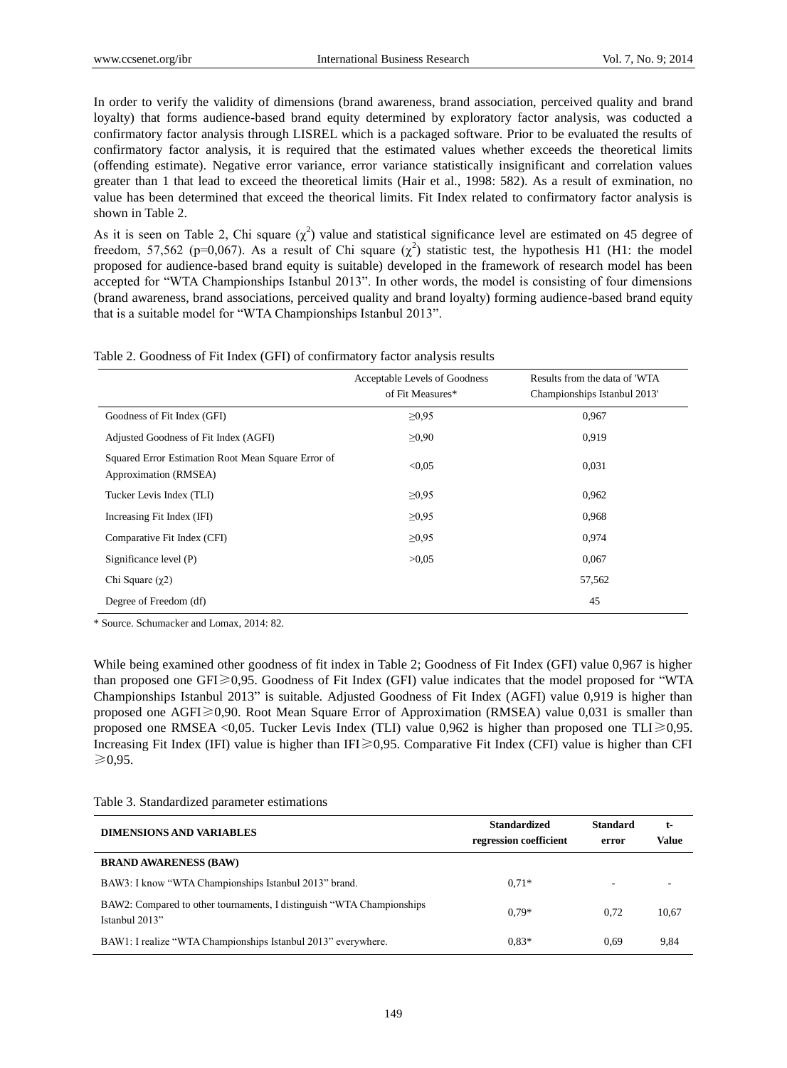In order to verify the validity of dimensions (brand awareness, brand association, perceived quality and brand loyalty) that forms audience-based brand equity determined by exploratory factor analysis, was coducted a confirmatory factor analysis through LISREL which is a packaged software. Prior to be evaluated the results of confirmatory factor analysis, it is required that the estimated values whether exceeds the theoretical limits (offending estimate). Negative error variance, error variance statistically insignificant and correlation values greater than 1 that lead to exceed the theoretical limits (Hair et al., 1998: 582). As a result of exmination, no value has been determined that exceed the theorical limits. Fit Index related to confirmatory factor analysis is shown in Table 2.

As it is seen on Table 2, Chi square ($\chi^2$) value and statistical significance level are estimated on 45 degree of freedom, 57,562 (p=0,067). As a result of Chi square ($\chi^2$) statistic test, the hypothesis H1 (H1: the model proposed for audience-based brand equity is suitable) developed in the framework of research model has been accepted for "WTA Championships Istanbul 2013". In other words, the model is consisting of four dimensions (brand awareness, brand associations, perceived quality and brand loyalty) forming audience-based brand equity that is a suitable model for "WTA Championships Istanbul 2013".

Table 2. Goodness of Fit Index (GFI) of confirmatory factor analysis results

| | Acceptable Levels of Goodness of Fit Measures* | Results from the data of 'WTA Championships Istanbul 2013' |
|---|---|---|
| Goodness of Fit Index (GFI) | ≥0,95 | 0,967 |
| Adjusted Goodness of Fit Index (AGFI) | ≥0,90 | 0,919 |
| Squared Error Estimation Root Mean Square Error of Approximation (RMSEA) | <0,05 | 0,031 |
| Tucker Levis Index (TLI) | ≥0,95 | 0,962 |
| Increasing Fit Index (IFI) | ≥0,95 | 0,968 |
| Comparative Fit Index (CFI) | ≥0,95 | 0,974 |
| Significance level (P) | >0,05 | 0,067 |
| Chi Square ($\chi$2) | | 57,562 |
| Degree of Freedom (df) | | 45 |

\* Source. Schumacker and Lomax, 2014: 82.

While being examined other goodness of fit index in Table 2; Goodness of Fit Index (GFI) value 0,967 is higher than proposed one GFI⩾0,95. Goodness of Fit Index (GFI) value indicates that the model proposed for "WTA Championships Istanbul 2013" is suitable. Adjusted Goodness of Fit Index (AGFI) value 0,919 is higher than proposed one AGFI⩾0,90. Root Mean Square Error of Approximation (RMSEA) value 0,031 is smaller than proposed one RMSEA <0,05. Tucker Levis Index (TLI) value 0,962 is higher than proposed one TLI⩾0,95. Increasing Fit Index (IFI) value is higher than IFI⩾0,95. Comparative Fit Index (CFI) value is higher than CFI ⩾0,95.

Table 3. Standardized parameter estimations

| **DIMENSIONS AND VARIABLES** | **Standardized regression coefficient** | **Standard error** | **t-Value** |
|---|---|---|---|
| **BRAND AWARENESS (BAW)** | | | |
| BAW3: I know "WTA Championships Istanbul 2013" brand. | 0,71* | - | - |
| BAW2: Compared to other tournaments, I distinguish "WTA Championships Istanbul 2013" | 0,79* | 0,72 | 10,67 |
| BAW1: I realize "WTA Championships Istanbul 2013" everywhere. | 0,83* | 0,69 | 9,84 |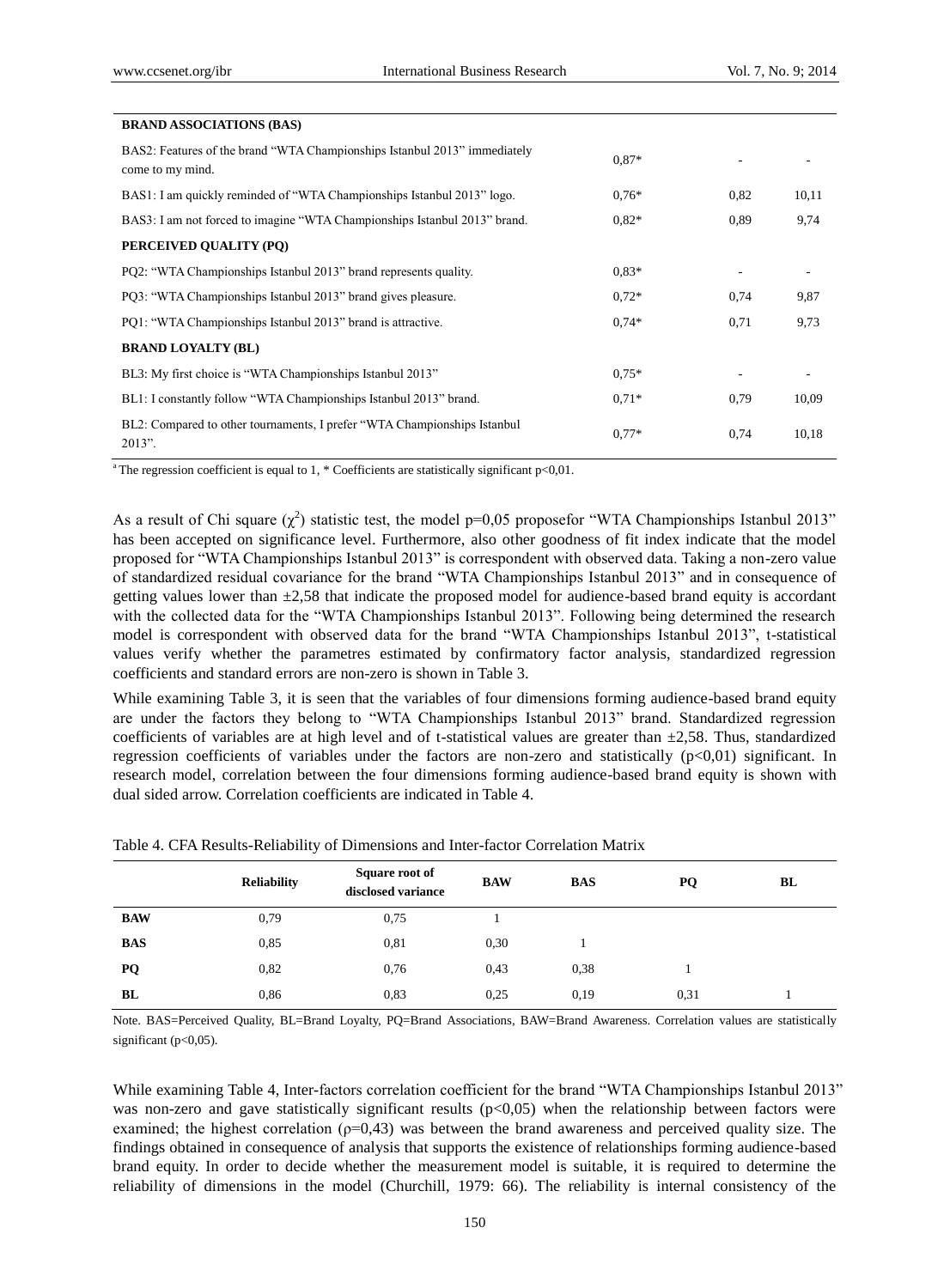| | | | |
|---|---|---|---|
| **BRAND ASSOCIATIONS (BAS)** | | | |
| BAS2: Features of the brand "WTA Championships Istanbul 2013" immediately come to my mind. | 0,87* | - | - |
| BAS1: I am quickly reminded of "WTA Championships Istanbul 2013" logo. | 0,76* | 0,82 | 10,11 |
| BAS3: I am not forced to imagine "WTA Championships Istanbul 2013" brand. | 0,82* | 0,89 | 9,74 |
| **PERCEIVED QUALITY (PQ)** | | | |
| PQ2: "WTA Championships Istanbul 2013" brand represents quality. | 0,83* | - | - |
| PQ3: "WTA Championships Istanbul 2013" brand gives pleasure. | 0,72* | 0,74 | 9,87 |
| PQ1: "WTA Championships Istanbul 2013" brand is attractive. | 0,74* | 0,71 | 9,73 |
| **BRAND LOYALTY (BL)** | | | |
| BL3: My first choice is "WTA Championships Istanbul 2013" | 0,75* | - | - |
| BL1: I constantly follow "WTA Championships Istanbul 2013" brand. | 0,71* | 0,79 | 10,09 |
| BL2: Compared to other tournaments, I prefer "WTA Championships Istanbul 2013". | 0,77* | 0,74 | 10,18 |

[a] The regression coefficient is equal to 1, * Coefficients are statistically significant p<0,01.

As a result of Chi square ($\chi^2$) statistic test, the model p=0,05 proposefor "WTA Championships Istanbul 2013" has been accepted on significance level. Furthermore, also other goodness of fit index indicate that the model proposed for "WTA Championships Istanbul 2013" is correspondent with observed data. Taking a non-zero value of standardized residual covariance for the brand "WTA Championships Istanbul 2013" and in consequence of getting values lower than ±2,58 that indicate the proposed model for audience-based brand equity is accordant with the collected data for the "WTA Championships Istanbul 2013". Following being determined the research model is correspondent with observed data for the brand "WTA Championships Istanbul 2013", t-statistical values verify whether the parametres estimated by confirmatory factor analysis, standardized regression coefficients and standard errors are non-zero is shown in Table 3.

While examining Table 3, it is seen that the variables of four dimensions forming audience-based brand equity are under the factors they belong to "WTA Championships Istanbul 2013" brand. Standardized regression coefficients of variables are at high level and of t-statistical values are greater than ±2,58. Thus, standardized regression coefficients of variables under the factors are non-zero and statistically (p<0,01) significant. In research model, correlation between the four dimensions forming audience-based brand equity is shown with dual sided arrow. Correlation coefficients are indicated in Table 4.

Table 4. CFA Results-Reliability of Dimensions and Inter-factor Correlation Matrix

| | Reliability | Square root of disclosed variance | BAW | BAS | PQ | BL |
|---|---|---|---|---|---|---|
| **BAW** | 0,79 | 0,75 | 1 | | | |
| **BAS** | 0,85 | 0,81 | 0,30 | 1 | | |
| **PQ** | 0,82 | 0,76 | 0,43 | 0,38 | 1 | |
| **BL** | 0,86 | 0,83 | 0,25 | 0,19 | 0,31 | 1 |

Note. BAS=Perceived Quality, BL=Brand Loyalty, PQ=Brand Associations, BAW=Brand Awareness. Correlation values are statistically significant (p<0,05).

While examining Table 4, Inter-factors correlation coefficient for the brand "WTA Championships Istanbul 2013" was non-zero and gave statistically significant results (p<0,05) when the relationship between factors were examined; the highest correlation ($\rho$=0,43) was between the brand awareness and perceived quality size. The findings obtained in consequence of analysis that supports the existence of relationships forming audience-based brand equity. In order to decide whether the measurement model is suitable, it is required to determine the reliability of dimensions in the model (Churchill, 1979: 66). The reliability is internal consistency of the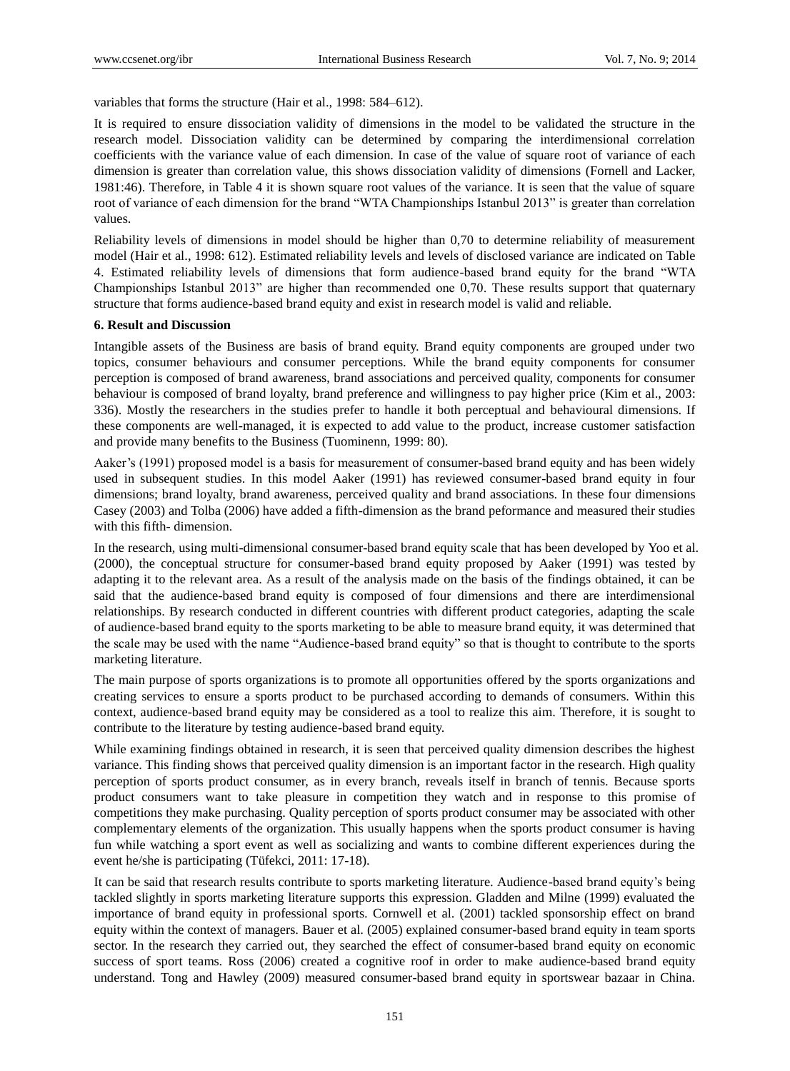variables that forms the structure (Hair et al., 1998: 584–612).

It is required to ensure dissociation validity of dimensions in the model to be validated the structure in the research model. Dissociation validity can be determined by comparing the interdimensional correlation coefficients with the variance value of each dimension. In case of the value of square root of variance of each dimension is greater than correlation value, this shows dissociation validity of dimensions (Fornell and Lacker, 1981:46). Therefore, in Table 4 it is shown square root values of the variance. It is seen that the value of square root of variance of each dimension for the brand "WTA Championships Istanbul 2013" is greater than correlation values.

Reliability levels of dimensions in model should be higher than 0,70 to determine reliability of measurement model (Hair et al., 1998: 612). Estimated reliability levels and levels of disclosed variance are indicated on Table 4. Estimated reliability levels of dimensions that form audience-based brand equity for the brand "WTA Championships Istanbul 2013" are higher than recommended one 0,70. These results support that quaternary structure that forms audience-based brand equity and exist in research model is valid and reliable.

**6. Result and Discussion**

Intangible assets of the Business are basis of brand equity. Brand equity components are grouped under two topics, consumer behaviours and consumer perceptions. While the brand equity components for consumer perception is composed of brand awareness, brand associations and perceived quality, components for consumer behaviour is composed of brand loyalty, brand preference and willingness to pay higher price (Kim et al., 2003: 336). Mostly the researchers in the studies prefer to handle it both perceptual and behavioural dimensions. If these components are well-managed, it is expected to add value to the product, increase customer satisfaction and provide many benefits to the Business (Tuominenn, 1999: 80).

Aaker's (1991) proposed model is a basis for measurement of consumer-based brand equity and has been widely used in subsequent studies. In this model Aaker (1991) has reviewed consumer-based brand equity in four dimensions; brand loyalty, brand awareness, perceived quality and brand associations. In these four dimensions Casey (2003) and Tolba (2006) have added a fifth-dimension as the brand peformance and measured their studies with this fifth- dimension.

In the research, using multi-dimensional consumer-based brand equity scale that has been developed by Yoo et al. (2000), the conceptual structure for consumer-based brand equity proposed by Aaker (1991) was tested by adapting it to the relevant area. As a result of the analysis made on the basis of the findings obtained, it can be said that the audience-based brand equity is composed of four dimensions and there are interdimensional relationships. By research conducted in different countries with different product categories, adapting the scale of audience-based brand equity to the sports marketing to be able to measure brand equity, it was determined that the scale may be used with the name "Audience-based brand equity" so that is thought to contribute to the sports marketing literature.

The main purpose of sports organizations is to promote all opportunities offered by the sports organizations and creating services to ensure a sports product to be purchased according to demands of consumers. Within this context, audience-based brand equity may be considered as a tool to realize this aim. Therefore, it is sought to contribute to the literature by testing audience-based brand equity.

While examining findings obtained in research, it is seen that perceived quality dimension describes the highest variance. This finding shows that perceived quality dimension is an important factor in the research. High quality perception of sports product consumer, as in every branch, reveals itself in branch of tennis. Because sports product consumers want to take pleasure in competition they watch and in response to this promise of competitions they make purchasing. Quality perception of sports product consumer may be associated with other complementary elements of the organization. This usually happens when the sports product consumer is having fun while watching a sport event as well as socializing and wants to combine different experiences during the event he/she is participating (Tüfekci, 2011: 17-18).

It can be said that research results contribute to sports marketing literature. Audience-based brand equity's being tackled slightly in sports marketing literature supports this expression. Gladden and Milne (1999) evaluated the importance of brand equity in professional sports. Cornwell et al. (2001) tackled sponsorship effect on brand equity within the context of managers. Bauer et al. (2005) explained consumer-based brand equity in team sports sector. In the research they carried out, they searched the effect of consumer-based brand equity on economic success of sport teams. Ross (2006) created a cognitive roof in order to make audience-based brand equity understand. Tong and Hawley (2009) measured consumer-based brand equity in sportswear bazaar in China.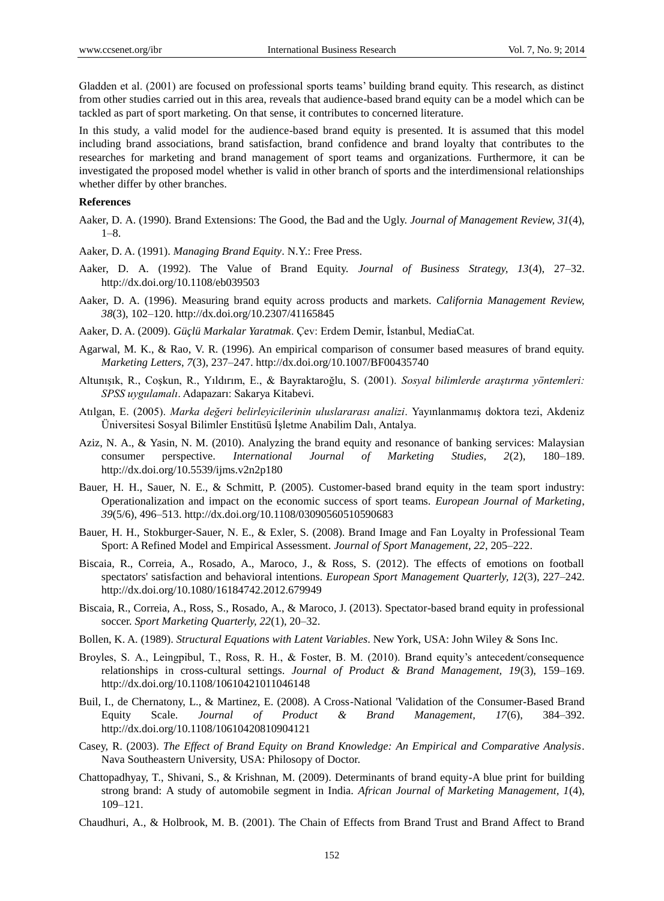Gladden et al. (2001) are focused on professional sports teams' building brand equity. This research, as distinct from other studies carried out in this area, reveals that audience-based brand equity can be a model which can be tackled as part of sport marketing. On that sense, it contributes to concerned literature.

In this study, a valid model for the audience-based brand equity is presented. It is assumed that this model including brand associations, brand satisfaction, brand confidence and brand loyalty that contributes to the researches for marketing and brand management of sport teams and organizations. Furthermore, it can be investigated the proposed model whether is valid in other branch of sports and the interdimensional relationships whether differ by other branches.

**References**

Aaker, D. A. (1990). Brand Extensions: The Good, the Bad and the Ugly. *Journal of Management Review, 31*(4), 1–8.

Aaker, D. A. (1991). *Managing Brand Equity*. N.Y.: Free Press.

Aaker, D. A. (1992). The Value of Brand Equity. *Journal of Business Strategy, 13*(4), 27–32. http://dx.doi.org/10.1108/eb039503

Aaker, D. A. (1996). Measuring brand equity across products and markets. *California Management Review, 38*(3), 102–120. http://dx.doi.org/10.2307/41165845

Aaker, D. A. (2009). *Güçlü Markalar Yaratmak*. Çev: Erdem Demir, İstanbul, MediaCat.

Agarwal, M. K., & Rao, V. R. (1996). An empirical comparison of consumer based measures of brand equity. *Marketing Letters*, *7*(3), 237–247. http://dx.doi.org/10.1007/BF00435740

Altunışık, R., Coşkun, R., Yıldırım, E., & Bayraktaroğlu, S. (2001). *Sosyal bilimlerde araştırma yöntemleri: SPSS uygulamalı*. Adapazarı: Sakarya Kitabevi.

Atılgan, E. (2005). *Marka değeri belirleyicilerinin uluslararası analizi*. Yayınlanmamış doktora tezi, Akdeniz Üniversitesi Sosyal Bilimler Enstitüsü İşletme Anabilim Dalı, Antalya.

Aziz, N. A., & Yasin, N. M. (2010). Analyzing the brand equity and resonance of banking services: Malaysian consumer perspective. *International Journal of Marketing Studies, 2*(2), 180–189. http://dx.doi.org/10.5539/ijms.v2n2p180

Bauer, H. H., Sauer, N. E., & Schmitt, P. (2005). Customer-based brand equity in the team sport industry: Operationalization and impact on the economic success of sport teams. *European Journal of Marketing*, *39*(5/6), 496–513. http://dx.doi.org/10.1108/03090560510590683

Bauer, H. H., Stokburger-Sauer, N. E., & Exler, S. (2008). Brand Image and Fan Loyalty in Professional Team Sport: A Refined Model and Empirical Assessment. *Journal of Sport Management, 22*, 205–222.

Biscaia, R., Correia, A., Rosado, A., Maroco, J., & Ross, S. (2012). The effects of emotions on football spectators' satisfaction and behavioral intentions. *European Sport Management Quarterly, 12*(3), 227–242. http://dx.doi.org/10.1080/16184742.2012.679949

Biscaia, R., Correia, A., Ross, S., Rosado, A., & Maroco, J. (2013). Spectator-based brand equity in professional soccer. *Sport Marketing Quarterly, 22*(1), 20–32.

Bollen, K. A. (1989). *Structural Equations with Latent Variables*. New York, USA: John Wiley & Sons Inc.

Broyles, S. A., Leingpibul, T., Ross, R. H., & Foster, B. M. (2010). Brand equity's antecedent/consequence relationships in cross-cultural settings. *Journal of Product & Brand Management, 19*(3), 159–169. http://dx.doi.org/10.1108/10610421011046148

Buil, I., de Chernatony, L., & Martinez, E. (2008). A Cross-National 'Validation of the Consumer-Based Brand Equity Scale. *Journal of Product & Brand Management, 17*(6), 384–392. http://dx.doi.org/10.1108/10610420810904121

Casey, R. (2003). *The Effect of Brand Equity on Brand Knowledge: An Empirical and Comparative Analysis*. Nava Southeastern University, USA: Philosopy of Doctor.

Chattopadhyay, T., Shivani, S., & Krishnan, M. (2009). Determinants of brand equity-A blue print for building strong brand: A study of automobile segment in India. *African Journal of Marketing Management, 1*(4), 109–121.

Chaudhuri, A., & Holbrook, M. B. (2001). The Chain of Effects from Brand Trust and Brand Affect to Brand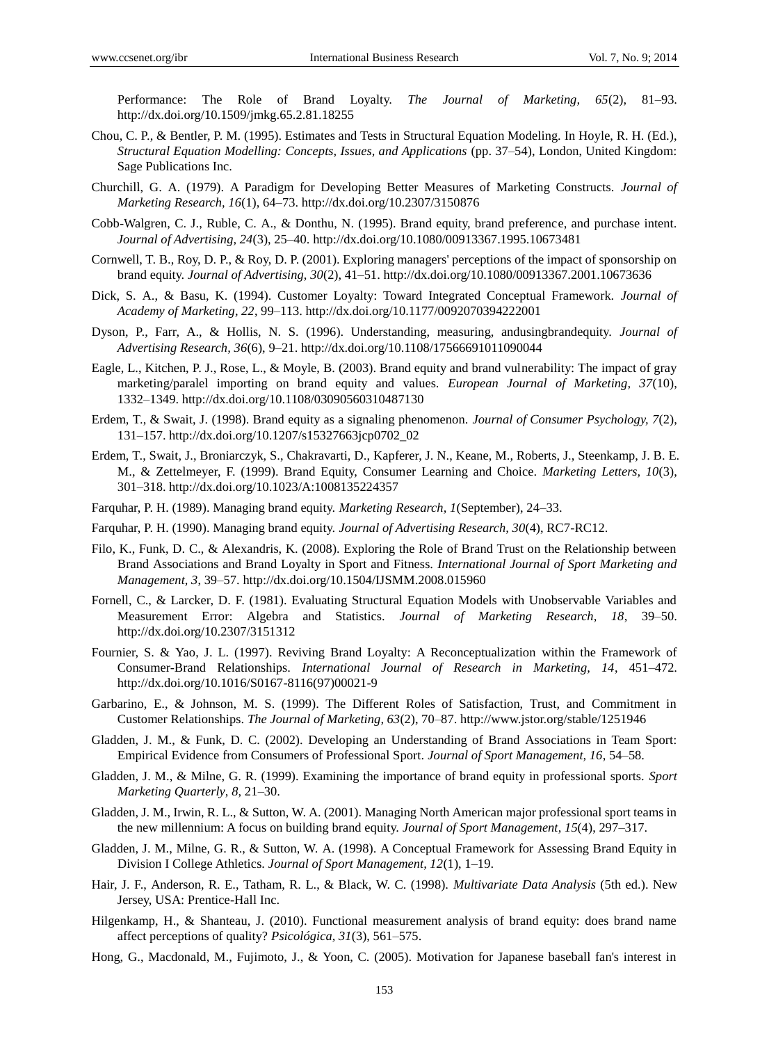Performance: The Role of Brand Loyalty. *The Journal of Marketing, 65*(2), 81–93. http://dx.doi.org/10.1509/jmkg.65.2.81.18255

Chou, C. P., & Bentler, P. M. (1995). Estimates and Tests in Structural Equation Modeling. In Hoyle, R. H. (Ed.), *Structural Equation Modelling: Concepts, Issues, and Applications* (pp. 37–54), London, United Kingdom: Sage Publications Inc.

Churchill, G. A. (1979). A Paradigm for Developing Better Measures of Marketing Constructs. *Journal of Marketing Research, 16*(1), 64–73. http://dx.doi.org/10.2307/3150876

Cobb-Walgren, C. J., Ruble, C. A., & Donthu, N. (1995). Brand equity, brand preference, and purchase intent. *Journal of Advertising, 24*(3), 25–40. http://dx.doi.org/10.1080/00913367.1995.10673481

Cornwell, T. B., Roy, D. P., & Roy, D. P. (2001). Exploring managers' perceptions of the impact of sponsorship on brand equity. *Journal of Advertising, 30*(2), 41–51. http://dx.doi.org/10.1080/00913367.2001.10673636

Dick, S. A., & Basu, K. (1994). Customer Loyalty: Toward Integrated Conceptual Framework. *Journal of Academy of Marketing, 22*, 99–113. http://dx.doi.org/10.1177/0092070394222001

Dyson, P., Farr, A., & Hollis, N. S. (1996). Understanding, measuring, andusingbrandequity. *Journal of Advertising Research, 36*(6), 9–21. http://dx.doi.org/10.1108/17566691011090044

Eagle, L., Kitchen, P. J., Rose, L., & Moyle, B. (2003). Brand equity and brand vulnerability: The impact of gray marketing/paralel importing on brand equity and values. *European Journal of Marketing, 37*(10), 1332–1349. http://dx.doi.org/10.1108/03090560310487130

Erdem, T., & Swait, J. (1998). Brand equity as a signaling phenomenon. *Journal of Consumer Psychology, 7*(2), 131–157. http://dx.doi.org/10.1207/s15327663jcp0702_02

Erdem, T., Swait, J., Broniarczyk, S., Chakravarti, D., Kapferer, J. N., Keane, M., Roberts, J., Steenkamp, J. B. E. M., & Zettelmeyer, F. (1999). Brand Equity, Consumer Learning and Choice. *Marketing Letters, 10*(3), 301–318. http://dx.doi.org/10.1023/A:1008135224357

Farquhar, P. H. (1989). Managing brand equity. *Marketing Research, 1*(September), 24–33.

Farquhar, P. H. (1990). Managing brand equity. *Journal of Advertising Research, 30*(4), RC7-RC12.

Filo, K., Funk, D. C., & Alexandris, K. (2008). Exploring the Role of Brand Trust on the Relationship between Brand Associations and Brand Loyalty in Sport and Fitness. *International Journal of Sport Marketing and Management, 3*, 39–57. http://dx.doi.org/10.1504/IJSMM.2008.015960

Fornell, C., & Larcker, D. F. (1981). Evaluating Structural Equation Models with Unobservable Variables and Measurement Error: Algebra and Statistics. *Journal of Marketing Research, 18*, 39–50. http://dx.doi.org/10.2307/3151312

Fournier, S. & Yao, J. L. (1997). Reviving Brand Loyalty: A Reconceptualization within the Framework of Consumer-Brand Relationships. *International Journal of Research in Marketing, 14*, 451–472. http://dx.doi.org/10.1016/S0167-8116(97)00021-9

Garbarino, E., & Johnson, M. S. (1999). The Different Roles of Satisfaction, Trust, and Commitment in Customer Relationships. *The Journal of Marketing, 63*(2), 70–87. http://www.jstor.org/stable/1251946

Gladden, J. M., & Funk, D. C. (2002). Developing an Understanding of Brand Associations in Team Sport: Empirical Evidence from Consumers of Professional Sport. *Journal of Sport Management, 16*, 54–58.

Gladden, J. M., & Milne, G. R. (1999). Examining the importance of brand equity in professional sports. *Sport Marketing Quarterly, 8*, 21–30.

Gladden, J. M., Irwin, R. L., & Sutton, W. A. (2001). Managing North American major professional sport teams in the new millennium: A focus on building brand equity. *Journal of Sport Management, 15*(4), 297–317.

Gladden, J. M., Milne, G. R., & Sutton, W. A. (1998). A Conceptual Framework for Assessing Brand Equity in Division I College Athletics. *Journal of Sport Management, 12*(1), 1–19.

Hair, J. F., Anderson, R. E., Tatham, R. L., & Black, W. C. (1998). *Multivariate Data Analysis* (5th ed.). New Jersey, USA: Prentice-Hall Inc.

Hilgenkamp, H., & Shanteau, J. (2010). Functional measurement analysis of brand equity: does brand name affect perceptions of quality? *Psicológica, 31*(3), 561–575.

Hong, G., Macdonald, M., Fujimoto, J., & Yoon, C. (2005). Motivation for Japanese baseball fan's interest in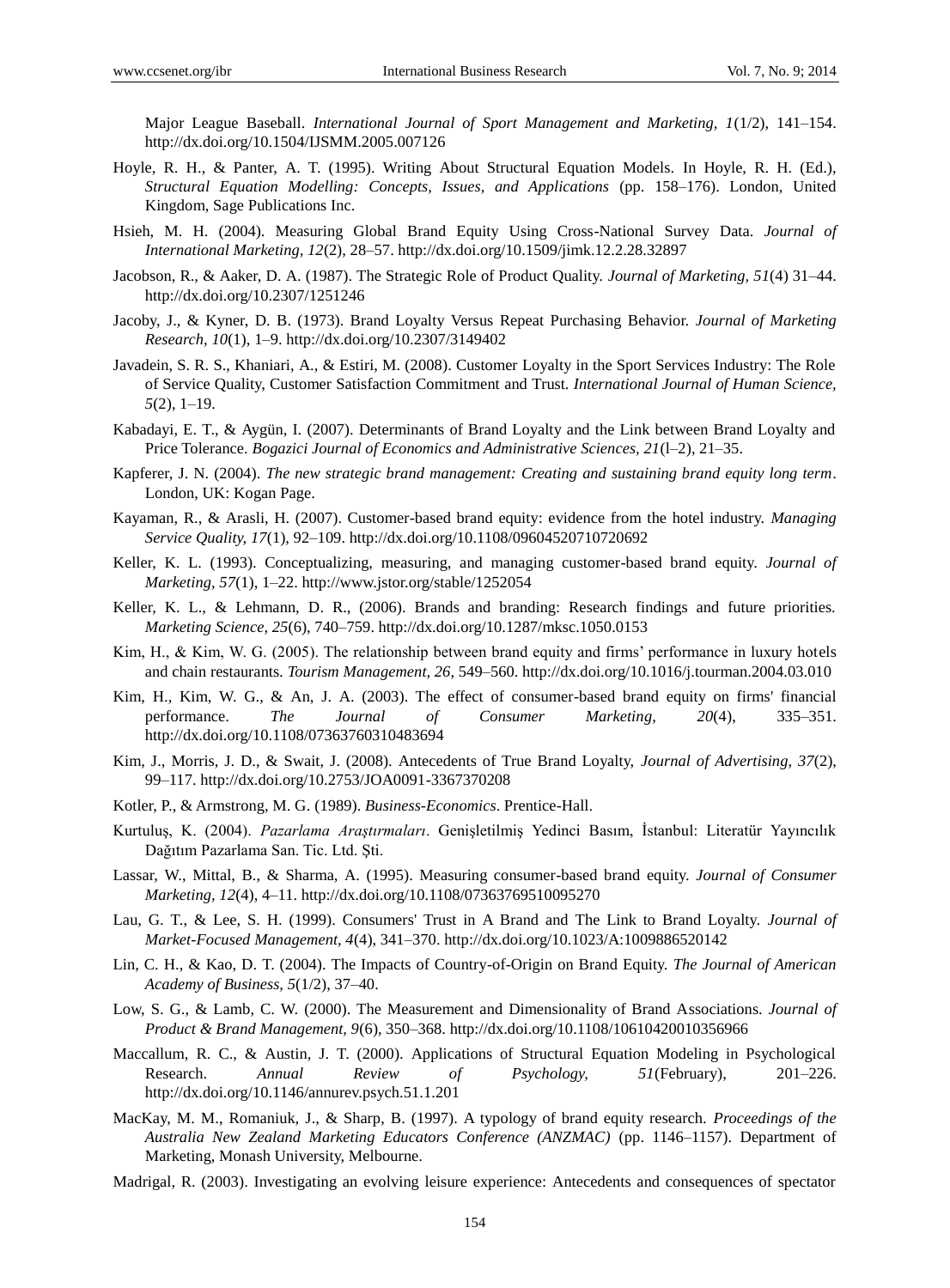Major League Baseball. *International Journal of Sport Management and Marketing, 1*(1/2), 141–154. http://dx.doi.org/10.1504/IJSMM.2005.007126

Hoyle, R. H., & Panter, A. T. (1995). Writing About Structural Equation Models. In Hoyle, R. H. (Ed.), *Structural Equation Modelling: Concepts, Issues, and Applications* (pp. 158–176). London, United Kingdom, Sage Publications Inc.

Hsieh, M. H. (2004). Measuring Global Brand Equity Using Cross-National Survey Data. *Journal of International Marketing, 12*(2), 28–57. http://dx.doi.org/10.1509/jimk.12.2.28.32897

Jacobson, R., & Aaker, D. A. (1987). The Strategic Role of Product Quality. *Journal of Marketing, 51*(4) 31–44. http://dx.doi.org/10.2307/1251246

Jacoby, J., & Kyner, D. B. (1973). Brand Loyalty Versus Repeat Purchasing Behavior. *Journal of Marketing Research, 10*(1), 1–9. http://dx.doi.org/10.2307/3149402

Javadein, S. R. S., Khaniari, A., & Estiri, M. (2008). Customer Loyalty in the Sport Services Industry: The Role of Service Quality, Customer Satisfaction Commitment and Trust. *International Journal of Human Science, 5*(2), 1–19.

Kabadayi, E. T., & Aygün, I. (2007). Determinants of Brand Loyalty and the Link between Brand Loyalty and Price Tolerance. *Bogazici Journal of Economics and Administrative Sciences, 21*(l–2), 21–35.

Kapferer, J. N. (2004). *The new strategic brand management: Creating and sustaining brand equity long term*. London, UK: Kogan Page.

Kayaman, R., & Arasli, H. (2007). Customer-based brand equity: evidence from the hotel industry. *Managing Service Quality, 17*(1), 92–109. http://dx.doi.org/10.1108/09604520710720692

Keller, K. L. (1993). Conceptualizing, measuring, and managing customer-based brand equity. *Journal of Marketing, 57*(1), 1–22. http://www.jstor.org/stable/1252054

Keller, K. L., & Lehmann, D. R., (2006). Brands and branding: Research findings and future priorities. *Marketing Science, 25*(6), 740–759. http://dx.doi.org/10.1287/mksc.1050.0153

Kim, H., & Kim, W. G. (2005). The relationship between brand equity and firms' performance in luxury hotels and chain restaurants. *Tourism Management, 26*, 549–560. http://dx.doi.org/10.1016/j.tourman.2004.03.010

Kim, H., Kim, W. G., & An, J. A. (2003). The effect of consumer-based brand equity on firms' financial performance. *The Journal of Consumer Marketing, 20*(4), 335–351. http://dx.doi.org/10.1108/07363760310483694

Kim, J., Morris, J. D., & Swait, J. (2008). Antecedents of True Brand Loyalty, *Journal of Advertising, 37*(2), 99–117. http://dx.doi.org/10.2753/JOA0091-3367370208

Kotler, P., & Armstrong, M. G. (1989). *Business-Economics*. Prentice-Hall.

Kurtuluş, K. (2004). *Pazarlama Araştırmaları*. Genişletilmiş Yedinci Basım, İstanbul: Literatür Yayıncılık Dağıtım Pazarlama San. Tic. Ltd. Şti.

Lassar, W., Mittal, B., & Sharma, A. (1995). Measuring consumer-based brand equity. *Journal of Consumer Marketing, 12*(4), 4–11. http://dx.doi.org/10.1108/07363769510095270

Lau, G. T., & Lee, S. H. (1999). Consumers' Trust in A Brand and The Link to Brand Loyalty. *Journal of Market-Focused Management, 4*(4), 341–370. http://dx.doi.org/10.1023/A:1009886520142

Lin, C. H., & Kao, D. T. (2004). The Impacts of Country-of-Origin on Brand Equity. *The Journal of American Academy of Business, 5*(1/2), 37–40.

Low, S. G., & Lamb, C. W. (2000). The Measurement and Dimensionality of Brand Associations. *Journal of Product & Brand Management, 9*(6), 350–368. http://dx.doi.org/10.1108/10610420010356966

Maccallum, R. C., & Austin, J. T. (2000). Applications of Structural Equation Modeling in Psychological Research. *Annual Review of Psychology, 51*(February), 201–226. http://dx.doi.org/10.1146/annurev.psych.51.1.201

MacKay, M. M., Romaniuk, J., & Sharp, B. (1997). A typology of brand equity research. *Proceedings of the Australia New Zealand Marketing Educators Conference (ANZMAC)* (pp. 1146–1157). Department of Marketing, Monash University, Melbourne.

Madrigal, R. (2003). Investigating an evolving leisure experience: Antecedents and consequences of spectator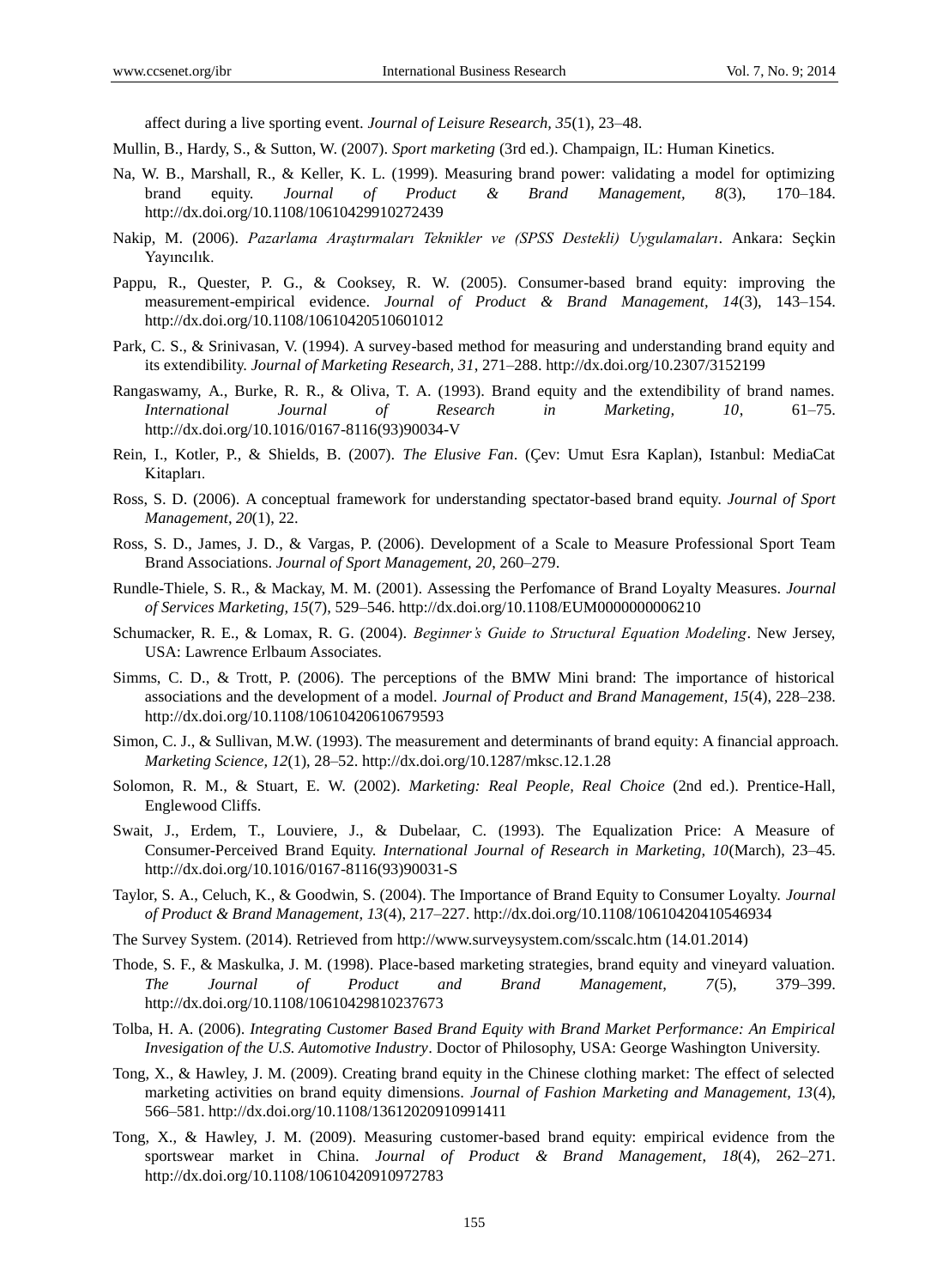affect during a live sporting event. *Journal of Leisure Research, 35*(1), 23–48.

Mullin, B., Hardy, S., & Sutton, W. (2007). *Sport marketing* (3rd ed.). Champaign, IL: Human Kinetics.

Na, W. B., Marshall, R., & Keller, K. L. (1999). Measuring brand power: validating a model for optimizing brand equity. *Journal of Product & Brand Management, 8*(3), 170–184. http://dx.doi.org/10.1108/10610429910272439

Nakip, M. (2006). *Pazarlama Araştırmaları Teknikler ve (SPSS Destekli) Uygulamaları*. Ankara: Seçkin Yayıncılık.

Pappu, R., Quester, P. G., & Cooksey, R. W. (2005). Consumer-based brand equity: improving the measurement-empirical evidence. *Journal of Product & Brand Management, 14*(3), 143–154. http://dx.doi.org/10.1108/10610420510601012

Park, C. S., & Srinivasan, V. (1994). A survey-based method for measuring and understanding brand equity and its extendibility. *Journal of Marketing Research, 31*, 271–288. http://dx.doi.org/10.2307/3152199

Rangaswamy, A., Burke, R. R., & Oliva, T. A. (1993). Brand equity and the extendibility of brand names. *International Journal of Research in Marketing, 10*, 61–75. http://dx.doi.org/10.1016/0167-8116(93)90034-V

Rein, I., Kotler, P., & Shields, B. (2007). *The Elusive Fan*. (Çev: Umut Esra Kaplan), Istanbul: MediaCat Kitapları.

Ross, S. D. (2006). A conceptual framework for understanding spectator-based brand equity. *Journal of Sport Management*, *20*(1), 22.

Ross, S. D., James, J. D., & Vargas, P. (2006). Development of a Scale to Measure Professional Sport Team Brand Associations. *Journal of Sport Management, 20*, 260–279.

Rundle-Thiele, S. R., & Mackay, M. M. (2001). Assessing the Perfomance of Brand Loyalty Measures. *Journal of Services Marketing, 15*(7), 529–546. http://dx.doi.org/10.1108/EUM0000000006210

Schumacker, R. E., & Lomax, R. G. (2004). *Beginner's Guide to Structural Equation Modeling*. New Jersey, USA: Lawrence Erlbaum Associates.

Simms, C. D., & Trott, P. (2006). The perceptions of the BMW Mini brand: The importance of historical associations and the development of a model. *Journal of Product and Brand Management, 15*(4), 228–238. http://dx.doi.org/10.1108/10610420610679593

Simon, C. J., & Sullivan, M.W. (1993). The measurement and determinants of brand equity: A financial approach. *Marketing Science, 12*(1), 28–52. http://dx.doi.org/10.1287/mksc.12.1.28

Solomon, R. M., & Stuart, E. W. (2002). *Marketing: Real People, Real Choice* (2nd ed.). Prentice-Hall, Englewood Cliffs.

Swait, J., Erdem, T., Louviere, J., & Dubelaar, C. (1993). The Equalization Price: A Measure of Consumer-Perceived Brand Equity. *International Journal of Research in Marketing, 10*(March), 23–45. http://dx.doi.org/10.1016/0167-8116(93)90031-S

Taylor, S. A., Celuch, K., & Goodwin, S. (2004). The Importance of Brand Equity to Consumer Loyalty. *Journal of Product & Brand Management, 13*(4), 217–227. http://dx.doi.org/10.1108/10610420410546934

The Survey System. (2014). Retrieved from http://www.surveysystem.com/sscalc.htm (14.01.2014)

Thode, S. F., & Maskulka, J. M. (1998). Place-based marketing strategies, brand equity and vineyard valuation. *The Journal of Product and Brand Management, 7*(5), 379–399. http://dx.doi.org/10.1108/10610429810237673

Tolba, H. A. (2006). *Integrating Customer Based Brand Equity with Brand Market Performance: An Empirical Invesigation of the U.S. Automotive Industry*. Doctor of Philosophy, USA: George Washington University.

Tong, X., & Hawley, J. M. (2009). Creating brand equity in the Chinese clothing market: The effect of selected marketing activities on brand equity dimensions. *Journal of Fashion Marketing and Management, 13*(4), 566–581. http://dx.doi.org/10.1108/13612020910991411

Tong, X., & Hawley, J. M. (2009). Measuring customer-based brand equity: empirical evidence from the sportswear market in China. *Journal of Product & Brand Management*, *18*(4), 262–271. http://dx.doi.org/10.1108/10610420910972783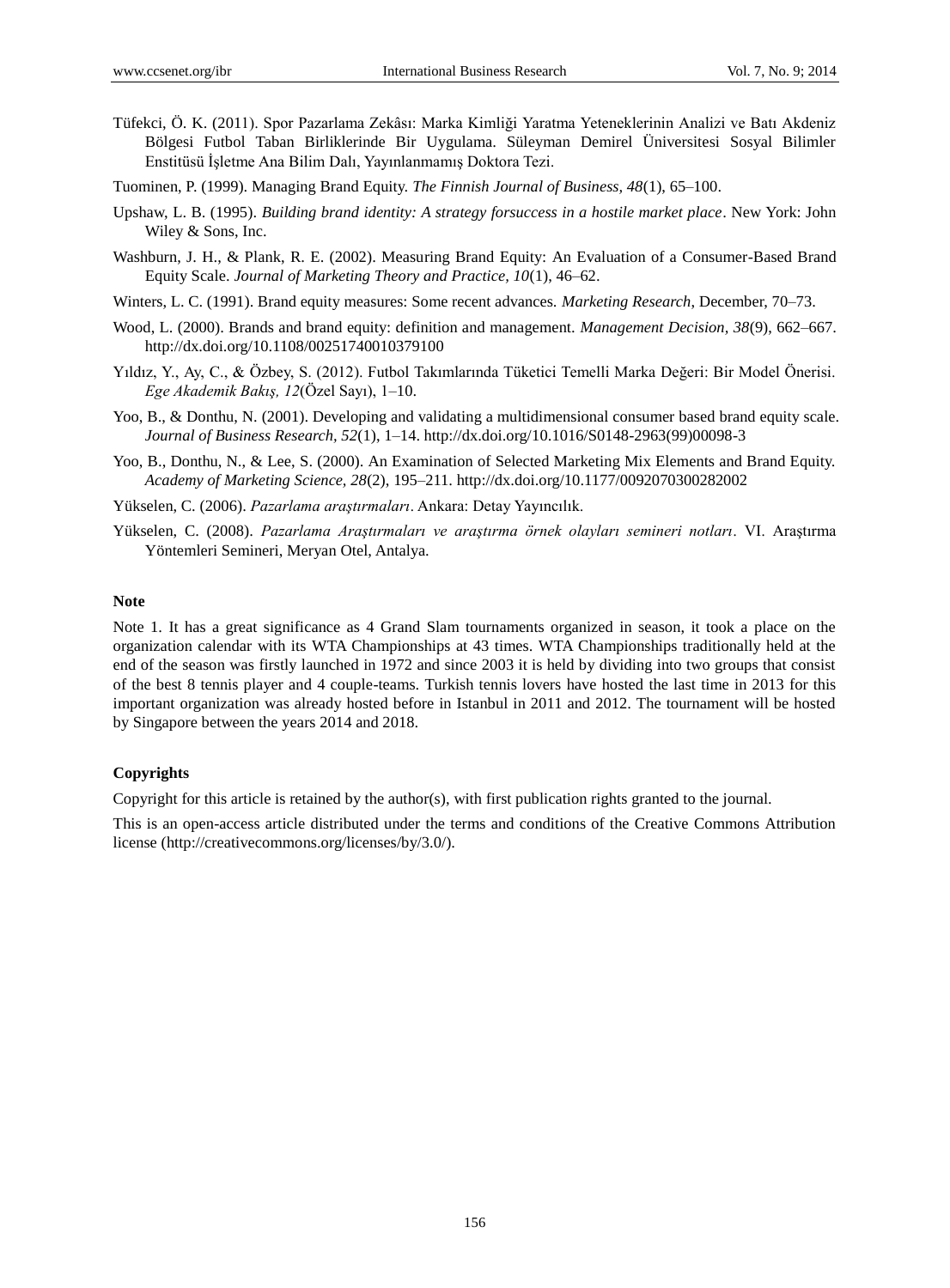Tüfekci, Ö. K. (2011). Spor Pazarlama Zekâsı: Marka Kimliği Yaratma Yeteneklerinin Analizi ve Batı Akdeniz Bölgesi Futbol Taban Birliklerinde Bir Uygulama. Süleyman Demirel Üniversitesi Sosyal Bilimler Enstitüsü İşletme Ana Bilim Dalı, Yayınlanmamış Doktora Tezi.

Tuominen, P. (1999). Managing Brand Equity. *The Finnish Journal of Business, 48*(1), 65–100.

Upshaw, L. B. (1995). *Building brand identity: A strategy forsuccess in a hostile market place*. New York: John Wiley & Sons, Inc.

Washburn, J. H., & Plank, R. E. (2002). Measuring Brand Equity: An Evaluation of a Consumer-Based Brand Equity Scale. *Journal of Marketing Theory and Practice, 10*(1), 46–62.

Winters, L. C. (1991). Brand equity measures: Some recent advances. *Marketing Research*, December, 70–73.

Wood, L. (2000). Brands and brand equity: definition and management. *Management Decision, 38*(9), 662–667. http://dx.doi.org/10.1108/00251740010379100

Yıldız, Y., Ay, C., & Özbey, S. (2012). Futbol Takımlarında Tüketici Temelli Marka Değeri: Bir Model Önerisi. *Ege Akademik Bakış, 12*(Özel Sayı), 1–10.

Yoo, B., & Donthu, N. (2001). Developing and validating a multidimensional consumer based brand equity scale. *Journal of Business Research, 52*(1), 1–14. http://dx.doi.org/10.1016/S0148-2963(99)00098-3

Yoo, B., Donthu, N., & Lee, S. (2000). An Examination of Selected Marketing Mix Elements and Brand Equity. *Academy of Marketing Science, 28*(2), 195–211. http://dx.doi.org/10.1177/0092070300282002

Yükselen, C. (2006). *Pazarlama araştırmaları*. Ankara: Detay Yayıncılık.

Yükselen, C. (2008). *Pazarlama Araştırmaları ve araştırma örnek olayları semineri notları*. VI. Araştırma Yöntemleri Semineri, Meryan Otel, Antalya.

## Note

Note 1. It has a great significance as 4 Grand Slam tournaments organized in season, it took a place on the organization calendar with its WTA Championships at 43 times. WTA Championships traditionally held at the end of the season was firstly launched in 1972 and since 2003 it is held by dividing into two groups that consist of the best 8 tennis player and 4 couple-teams. Turkish tennis lovers have hosted the last time in 2013 for this important organization was already hosted before in Istanbul in 2011 and 2012. The tournament will be hosted by Singapore between the years 2014 and 2018.

## Copyrights

Copyright for this article is retained by the author(s), with first publication rights granted to the journal.

This is an open-access article distributed under the terms and conditions of the Creative Commons Attribution license (http://creativecommons.org/licenses/by/3.0/).